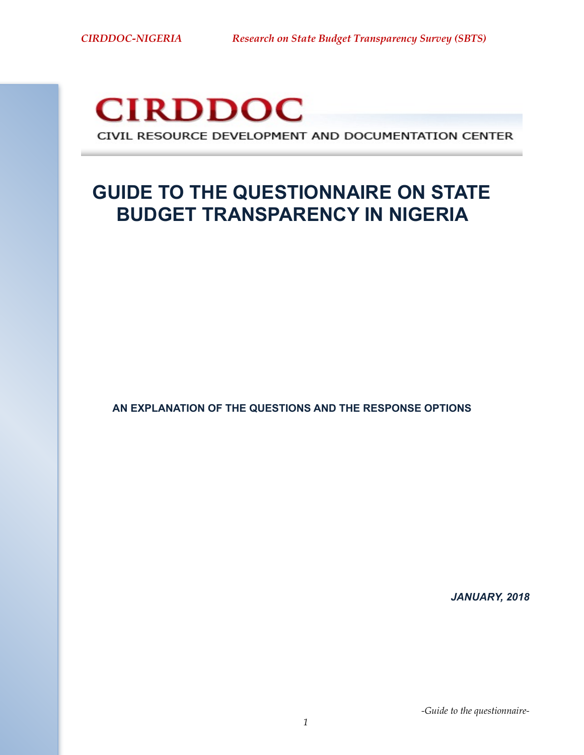# CIRDDOC

CIVIL RESOURCE DEVELOPMENT AND DOCUMENTATION CENTER

# GUIDE TO THE QUESTIONNAIRE ON STATE BUDGET TRANSPARENCY IN NIGERIA

**AN EXPLANATION OF THE QUESTIONS AND THE RESPONSE OPTIONS**

***JANUARY, 2018***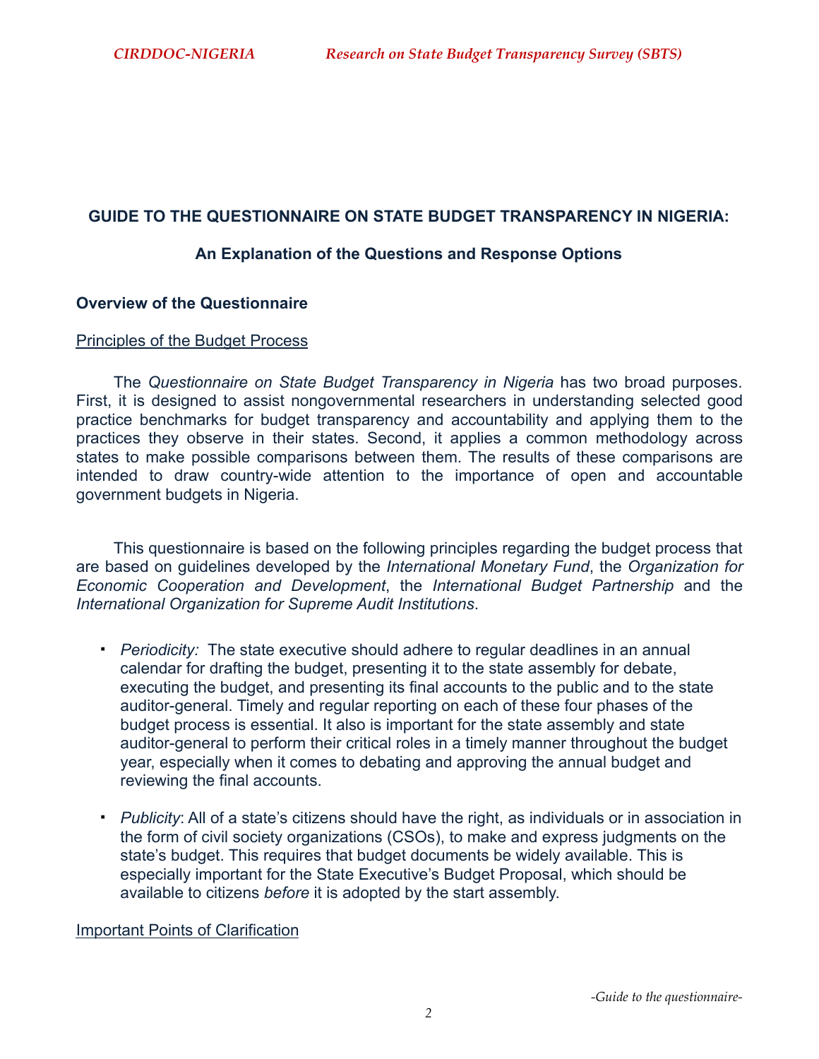# GUIDE TO THE QUESTIONNAIRE ON STATE BUDGET TRANSPARENCY IN NIGERIA:

## An Explanation of the Questions and Response Options

### Overview of the Questionnaire

Principles of the Budget Process

The *Questionnaire on State Budget Transparency in Nigeria* has two broad purposes. First, it is designed to assist nongovernmental researchers in understanding selected good practice benchmarks for budget transparency and accountability and applying them to the practices they observe in their states. Second, it applies a common methodology across states to make possible comparisons between them. The results of these comparisons are intended to draw country-wide attention to the importance of open and accountable government budgets in Nigeria.

This questionnaire is based on the following principles regarding the budget process that are based on guidelines developed by the *International Monetary Fund*, the *Organization for Economic Cooperation and Development*, the *International Budget Partnership* and the *International Organization for Supreme Audit Institutions*.

- *Periodicity:* The state executive should adhere to regular deadlines in an annual calendar for drafting the budget, presenting it to the state assembly for debate, executing the budget, and presenting its final accounts to the public and to the state auditor-general. Timely and regular reporting on each of these four phases of the budget process is essential. It also is important for the state assembly and state auditor-general to perform their critical roles in a timely manner throughout the budget year, especially when it comes to debating and approving the annual budget and reviewing the final accounts.
- *Publicity*: All of a state's citizens should have the right, as individuals or in association in the form of civil society organizations (CSOs), to make and express judgments on the state's budget. This requires that budget documents be widely available. This is especially important for the State Executive's Budget Proposal, which should be available to citizens *before* it is adopted by the start assembly.

Important Points of Clarification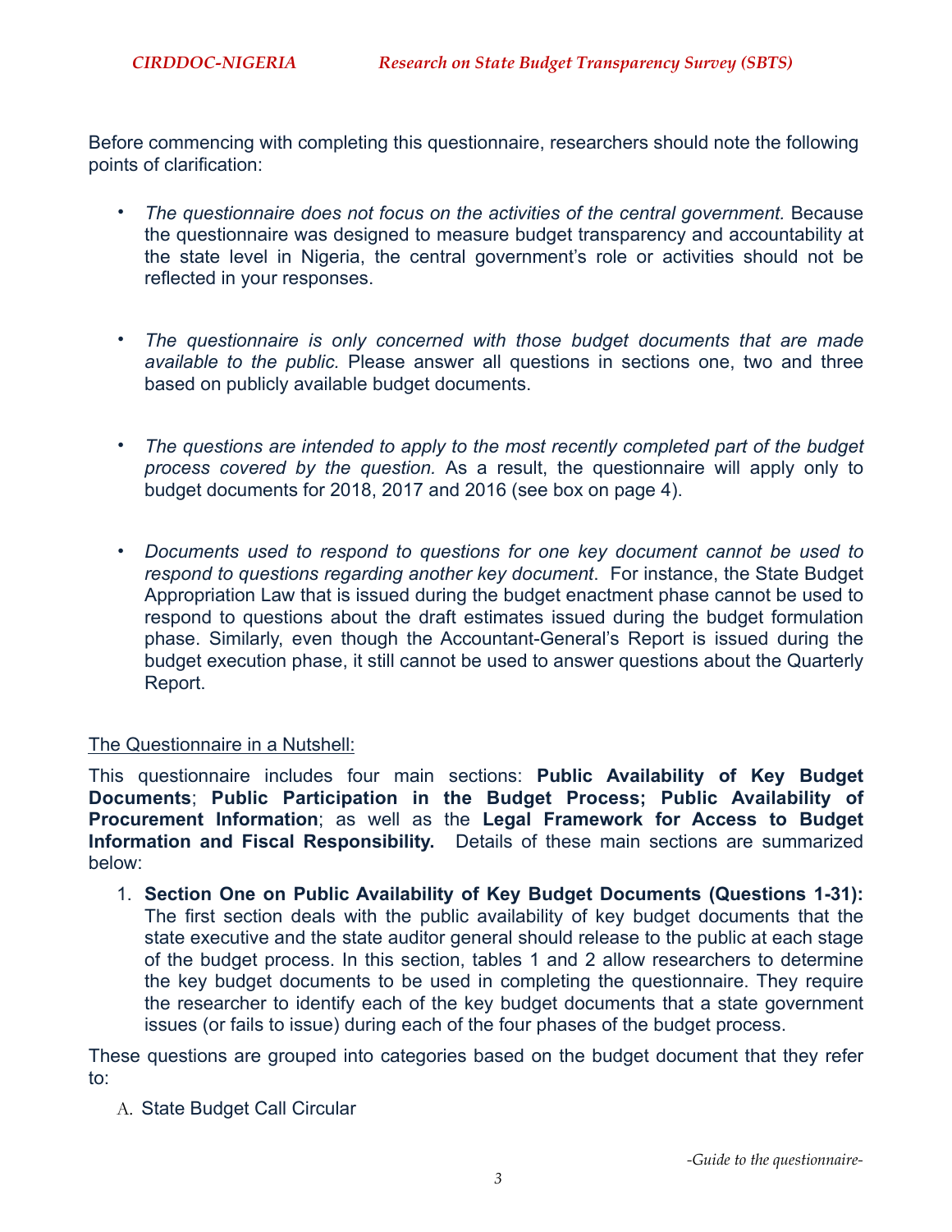Before commencing with completing this questionnaire, researchers should note the following points of clarification:

- *The questionnaire does not focus on the activities of the central government.* Because the questionnaire was designed to measure budget transparency and accountability at the state level in Nigeria, the central government's role or activities should not be reflected in your responses.

- *The questionnaire is only concerned with those budget documents that are made available to the public.* Please answer all questions in sections one, two and three based on publicly available budget documents.

- *The questions are intended to apply to the most recently completed part of the budget process covered by the question.* As a result, the questionnaire will apply only to budget documents for 2018, 2017 and 2016 (see box on page 4).

- *Documents used to respond to questions for one key document cannot be used to respond to questions regarding another key document*. For instance, the State Budget Appropriation Law that is issued during the budget enactment phase cannot be used to respond to questions about the draft estimates issued during the budget formulation phase. Similarly, even though the Accountant-General's Report is issued during the budget execution phase, it still cannot be used to answer questions about the Quarterly Report.

The Questionnaire in a Nutshell:

This questionnaire includes four main sections: **Public Availability of Key Budget Documents**; **Public Participation in the Budget Process; Public Availability of Procurement Information**; as well as the **Legal Framework for Access to Budget Information and Fiscal Responsibility.** Details of these main sections are summarized below:

1. **Section One on Public Availability of Key Budget Documents (Questions 1-31):** The first section deals with the public availability of key budget documents that the state executive and the state auditor general should release to the public at each stage of the budget process. In this section, tables 1 and 2 allow researchers to determine the key budget documents to be used in completing the questionnaire. They require the researcher to identify each of the key budget documents that a state government issues (or fails to issue) during each of the four phases of the budget process.

These questions are grouped into categories based on the budget document that they refer to:

A. State Budget Call Circular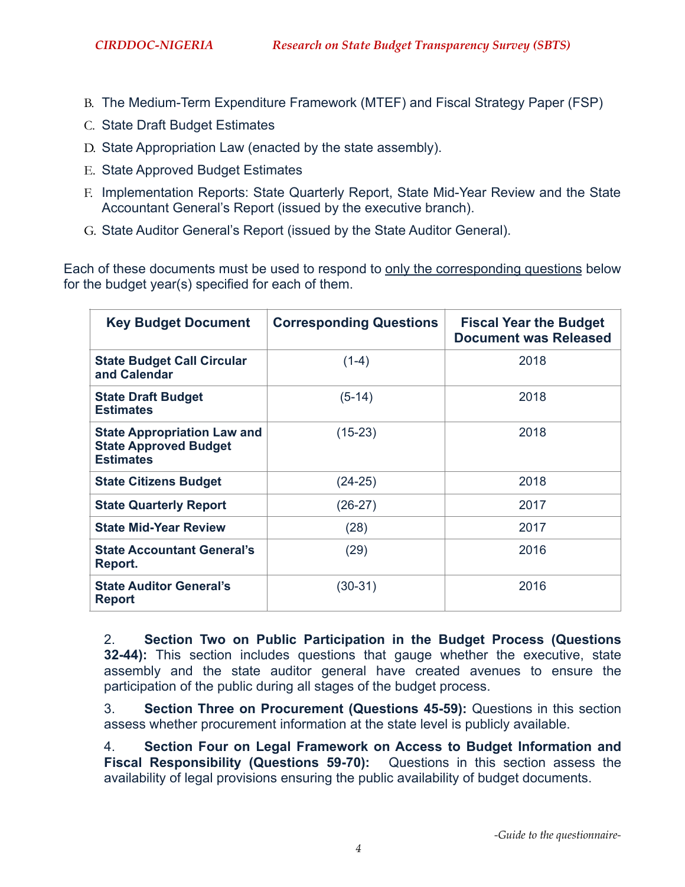B. The Medium-Term Expenditure Framework (MTEF) and Fiscal Strategy Paper (FSP)

C. State Draft Budget Estimates

D. State Appropriation Law (enacted by the state assembly).

E. State Approved Budget Estimates

F. Implementation Reports: State Quarterly Report, State Mid-Year Review and the State Accountant General's Report (issued by the executive branch).

G. State Auditor General's Report (issued by the State Auditor General).

Each of these documents must be used to respond to only the corresponding questions below for the budget year(s) specified for each of them.

| Key Budget Document | Corresponding Questions | Fiscal Year the Budget Document was Released |
|---|---|---|
| **State Budget Call Circular and Calendar** | (1-4) | 2018 |
| **State Draft Budget Estimates** | (5-14) | 2018 |
| **State Appropriation Law and State Approved Budget Estimates** | (15-23) | 2018 |
| **State Citizens Budget** | (24-25) | 2018 |
| **State Quarterly Report** | (26-27) | 2017 |
| **State Mid-Year Review** | (28) | 2017 |
| **State Accountant General's Report.** | (29) | 2016 |
| **State Auditor General's Report** | (30-31) | 2016 |

2. **Section Two on Public Participation in the Budget Process (Questions 32-44):** This section includes questions that gauge whether the executive, state assembly and the state auditor general have created avenues to ensure the participation of the public during all stages of the budget process.

3. **Section Three on Procurement (Questions 45-59):** Questions in this section assess whether procurement information at the state level is publicly available.

4. **Section Four on Legal Framework on Access to Budget Information and Fiscal Responsibility (Questions 59-70):** Questions in this section assess the availability of legal provisions ensuring the public availability of budget documents.

*-Guide to the questionnaire-*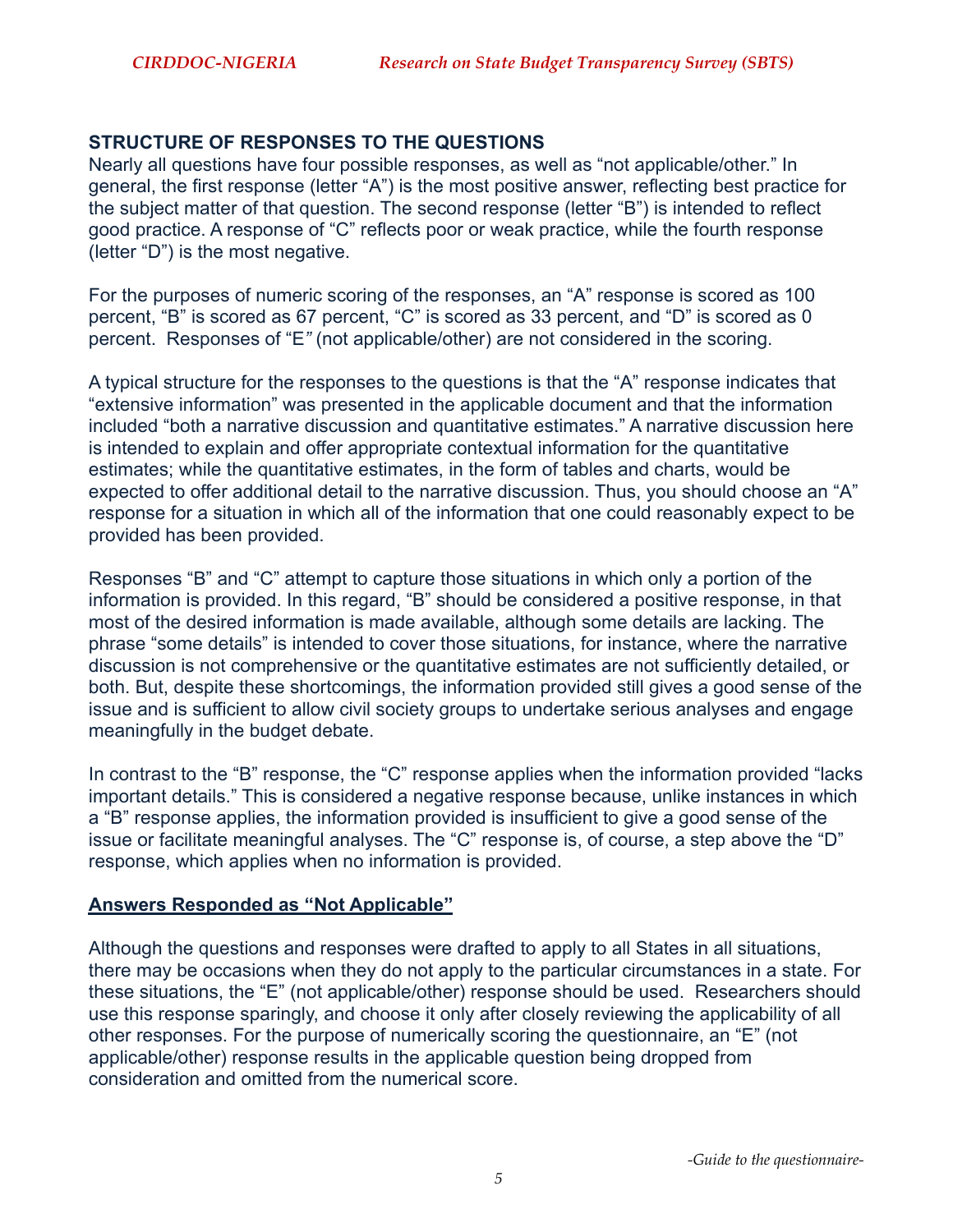## STRUCTURE OF RESPONSES TO THE QUESTIONS

Nearly all questions have four possible responses, as well as "not applicable/other." In general, the first response (letter "A") is the most positive answer, reflecting best practice for the subject matter of that question. The second response (letter "B") is intended to reflect good practice. A response of "C" reflects poor or weak practice, while the fourth response (letter "D") is the most negative.

For the purposes of numeric scoring of the responses, an "A" response is scored as 100 percent, "B" is scored as 67 percent, "C" is scored as 33 percent, and "D" is scored as 0 percent. Responses of "E" (not applicable/other) are not considered in the scoring.

A typical structure for the responses to the questions is that the "A" response indicates that "extensive information" was presented in the applicable document and that the information included "both a narrative discussion and quantitative estimates." A narrative discussion here is intended to explain and offer appropriate contextual information for the quantitative estimates; while the quantitative estimates, in the form of tables and charts, would be expected to offer additional detail to the narrative discussion. Thus, you should choose an "A" response for a situation in which all of the information that one could reasonably expect to be provided has been provided.

Responses "B" and "C" attempt to capture those situations in which only a portion of the information is provided. In this regard, "B" should be considered a positive response, in that most of the desired information is made available, although some details are lacking. The phrase "some details" is intended to cover those situations, for instance, where the narrative discussion is not comprehensive or the quantitative estimates are not sufficiently detailed, or both. But, despite these shortcomings, the information provided still gives a good sense of the issue and is sufficient to allow civil society groups to undertake serious analyses and engage meaningfully in the budget debate.

In contrast to the "B" response, the "C" response applies when the information provided "lacks important details." This is considered a negative response because, unlike instances in which a "B" response applies, the information provided is insufficient to give a good sense of the issue or facilitate meaningful analyses. The "C" response is, of course, a step above the "D" response, which applies when no information is provided.

### Answers Responded as "Not Applicable"

Although the questions and responses were drafted to apply to all States in all situations, there may be occasions when they do not apply to the particular circumstances in a state. For these situations, the "E" (not applicable/other) response should be used. Researchers should use this response sparingly, and choose it only after closely reviewing the applicability of all other responses. For the purpose of numerically scoring the questionnaire, an "E" (not applicable/other) response results in the applicable question being dropped from consideration and omitted from the numerical score.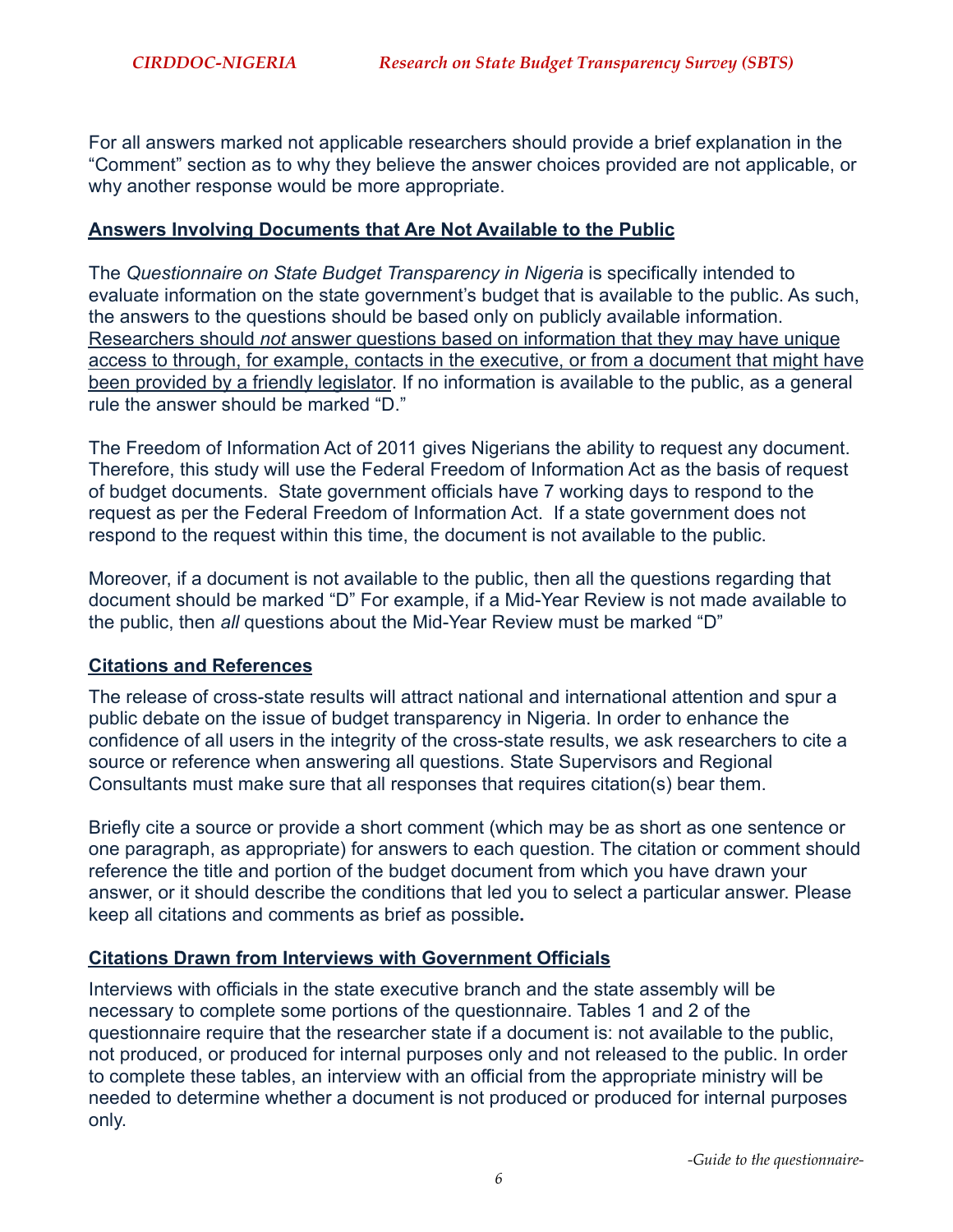For all answers marked not applicable researchers should provide a brief explanation in the "Comment" section as to why they believe the answer choices provided are not applicable, or why another response would be more appropriate.

## Answers Involving Documents that Are Not Available to the Public

The *Questionnaire on State Budget Transparency in Nigeria* is specifically intended to evaluate information on the state government's budget that is available to the public. As such, the answers to the questions should be based only on publicly available information. <u>Researchers should *not* answer questions based on information that they may have unique access to through, for example, contacts in the executive, or from a document that might have been provided by a friendly legislator</u>. If no information is available to the public, as a general rule the answer should be marked "D."

The Freedom of Information Act of 2011 gives Nigerians the ability to request any document. Therefore, this study will use the Federal Freedom of Information Act as the basis of request of budget documents. State government officials have 7 working days to respond to the request as per the Federal Freedom of Information Act. If a state government does not respond to the request within this time, the document is not available to the public.

Moreover, if a document is not available to the public, then all the questions regarding that document should be marked "D" For example, if a Mid-Year Review is not made available to the public, then *all* questions about the Mid-Year Review must be marked "D"

## Citations and References

The release of cross-state results will attract national and international attention and spur a public debate on the issue of budget transparency in Nigeria. In order to enhance the confidence of all users in the integrity of the cross-state results, we ask researchers to cite a source or reference when answering all questions. State Supervisors and Regional Consultants must make sure that all responses that requires citation(s) bear them.

Briefly cite a source or provide a short comment (which may be as short as one sentence or one paragraph, as appropriate) for answers to each question. The citation or comment should reference the title and portion of the budget document from which you have drawn your answer, or it should describe the conditions that led you to select a particular answer. Please keep all citations and comments as brief as possible**.**

## Citations Drawn from Interviews with Government Officials

Interviews with officials in the state executive branch and the state assembly will be necessary to complete some portions of the questionnaire. Tables 1 and 2 of the questionnaire require that the researcher state if a document is: not available to the public, not produced, or produced for internal purposes only and not released to the public. In order to complete these tables, an interview with an official from the appropriate ministry will be needed to determine whether a document is not produced or produced for internal purposes only.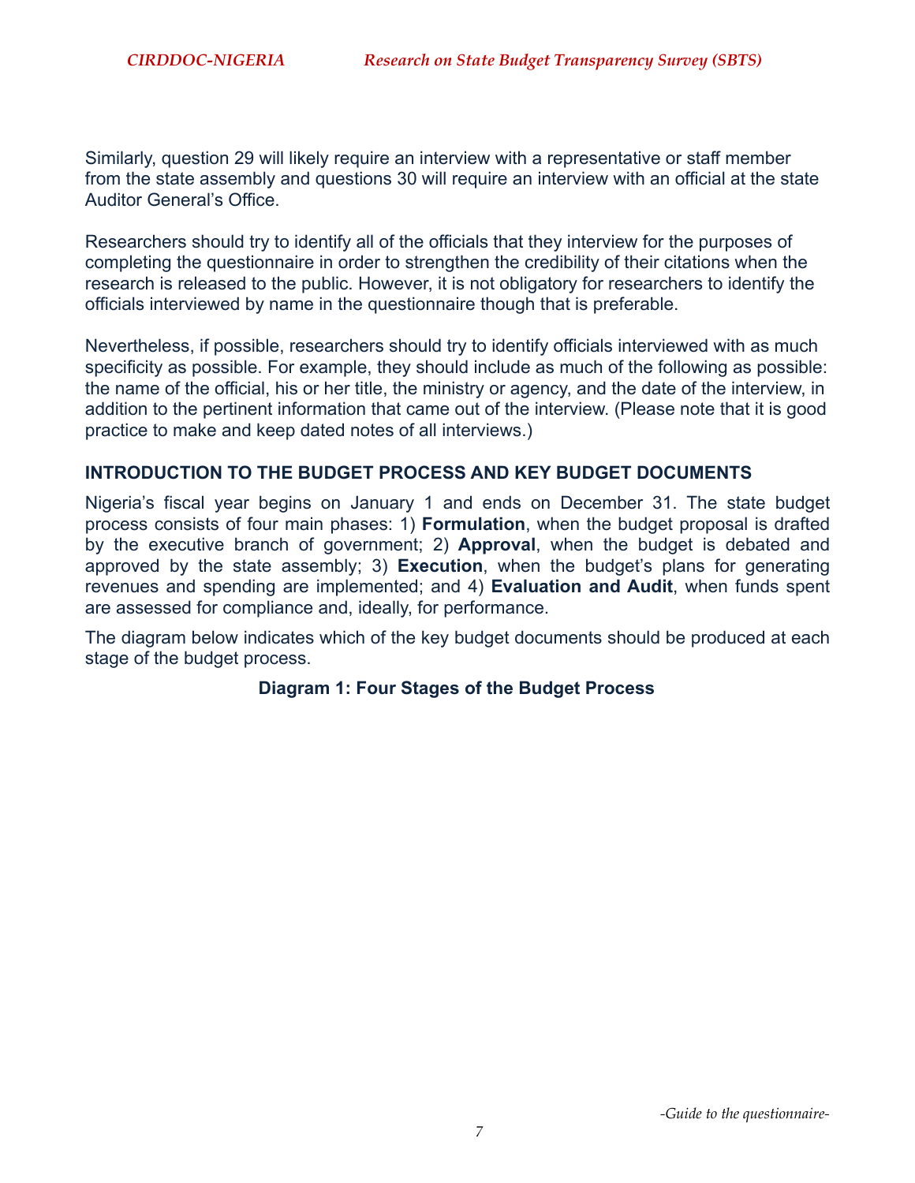Similarly, question 29 will likely require an interview with a representative or staff member from the state assembly and questions 30 will require an interview with an official at the state Auditor General's Office.

Researchers should try to identify all of the officials that they interview for the purposes of completing the questionnaire in order to strengthen the credibility of their citations when the research is released to the public. However, it is not obligatory for researchers to identify the officials interviewed by name in the questionnaire though that is preferable.

Nevertheless, if possible, researchers should try to identify officials interviewed with as much specificity as possible. For example, they should include as much of the following as possible: the name of the official, his or her title, the ministry or agency, and the date of the interview, in addition to the pertinent information that came out of the interview. (Please note that it is good practice to make and keep dated notes of all interviews.)

## INTRODUCTION TO THE BUDGET PROCESS AND KEY BUDGET DOCUMENTS

Nigeria's fiscal year begins on January 1 and ends on December 31. The state budget process consists of four main phases: 1) **Formulation**, when the budget proposal is drafted by the executive branch of government; 2) **Approval**, when the budget is debated and approved by the state assembly; 3) **Execution**, when the budget's plans for generating revenues and spending are implemented; and 4) **Evaluation and Audit**, when funds spent are assessed for compliance and, ideally, for performance.

The diagram below indicates which of the key budget documents should be produced at each stage of the budget process.

**Diagram 1: Four Stages of the Budget Process**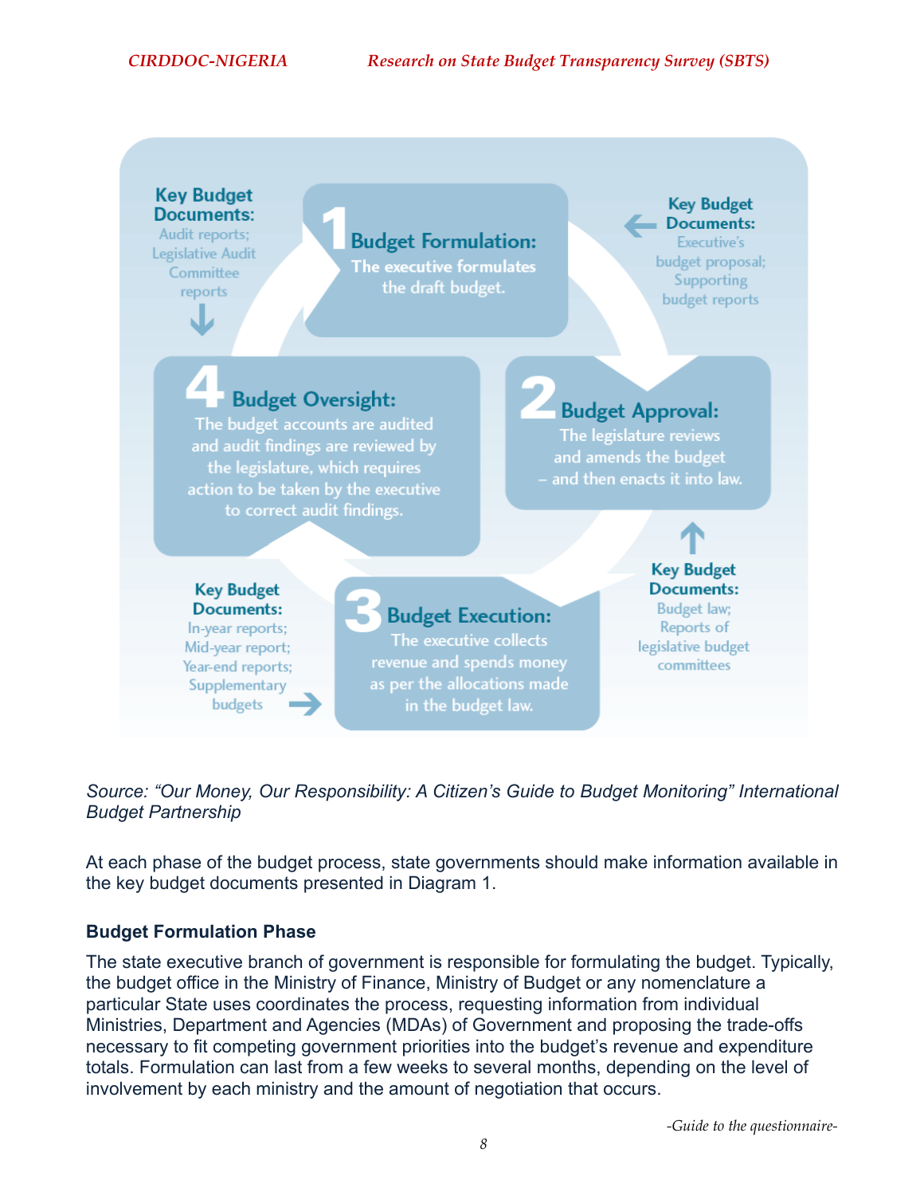Key Budget Documents:
Audit reports;
Legislative Audit Committee reports

1 Budget Formulation:
The executive formulates the draft budget.

Key Budget Documents:
Executive's budget proposal;
Supporting budget reports

2 Budget Approval:
The legislature reviews and amends the budget – and then enacts it into law.

Key Budget Documents:
Budget law;
Reports of legislative budget committees

3 Budget Execution:
The executive collects revenue and spends money as per the allocations made in the budget law.

Key Budget Documents:
In-year reports;
Mid-year report;
Year-end reports;
Supplementary budgets

4 Budget Oversight:
The budget accounts are audited and audit findings are reviewed by the legislature, which requires action to be taken by the executive to correct audit findings.

*Source: "Our Money, Our Responsibility: A Citizen's Guide to Budget Monitoring" International Budget Partnership*

At each phase of the budget process, state governments should make information available in the key budget documents presented in Diagram 1.

### Budget Formulation Phase

The state executive branch of government is responsible for formulating the budget. Typically, the budget office in the Ministry of Finance, Ministry of Budget or any nomenclature a particular State uses coordinates the process, requesting information from individual Ministries, Department and Agencies (MDAs) of Government and proposing the trade-offs necessary to fit competing government priorities into the budget's revenue and expenditure totals. Formulation can last from a few weeks to several months, depending on the level of involvement by each ministry and the amount of negotiation that occurs.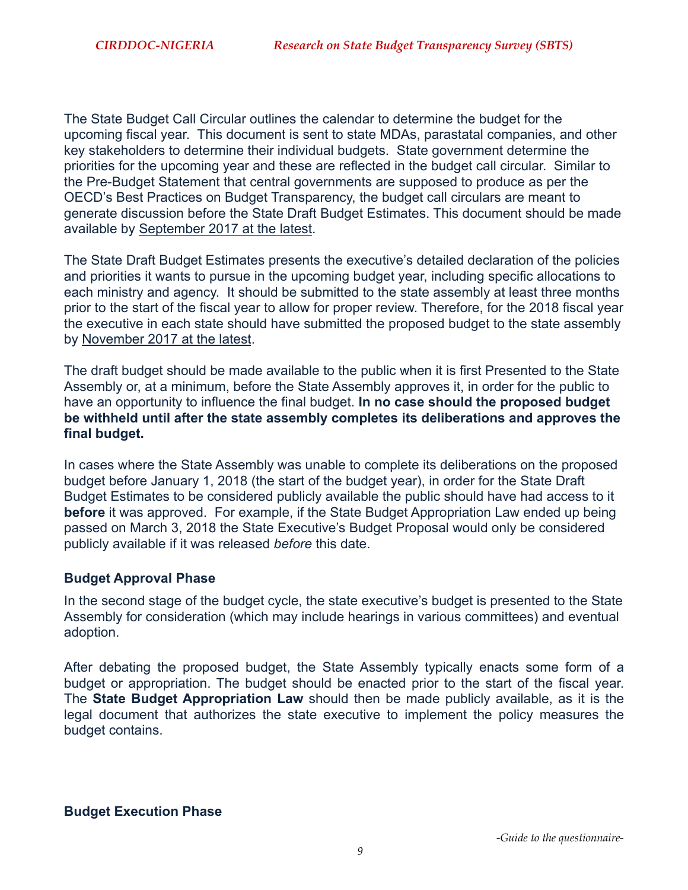The State Budget Call Circular outlines the calendar to determine the budget for the upcoming fiscal year. This document is sent to state MDAs, parastatal companies, and other key stakeholders to determine their individual budgets. State government determine the priorities for the upcoming year and these are reflected in the budget call circular. Similar to the Pre-Budget Statement that central governments are supposed to produce as per the OECD's Best Practices on Budget Transparency, the budget call circulars are meant to generate discussion before the State Draft Budget Estimates. This document should be made available by September 2017 at the latest.

The State Draft Budget Estimates presents the executive's detailed declaration of the policies and priorities it wants to pursue in the upcoming budget year, including specific allocations to each ministry and agency. It should be submitted to the state assembly at least three months prior to the start of the fiscal year to allow for proper review. Therefore, for the 2018 fiscal year the executive in each state should have submitted the proposed budget to the state assembly by November 2017 at the latest.

The draft budget should be made available to the public when it is first Presented to the State Assembly or, at a minimum, before the State Assembly approves it, in order for the public to have an opportunity to influence the final budget. **In no case should the proposed budget be withheld until after the state assembly completes its deliberations and approves the final budget.**

In cases where the State Assembly was unable to complete its deliberations on the proposed budget before January 1, 2018 (the start of the budget year), in order for the State Draft Budget Estimates to be considered publicly available the public should have had access to it **before** it was approved. For example, if the State Budget Appropriation Law ended up being passed on March 3, 2018 the State Executive's Budget Proposal would only be considered publicly available if it was released *before* this date.

### Budget Approval Phase

In the second stage of the budget cycle, the state executive's budget is presented to the State Assembly for consideration (which may include hearings in various committees) and eventual adoption.

After debating the proposed budget, the State Assembly typically enacts some form of a budget or appropriation. The budget should be enacted prior to the start of the fiscal year. The **State Budget Appropriation Law** should then be made publicly available, as it is the legal document that authorizes the state executive to implement the policy measures the budget contains.

### Budget Execution Phase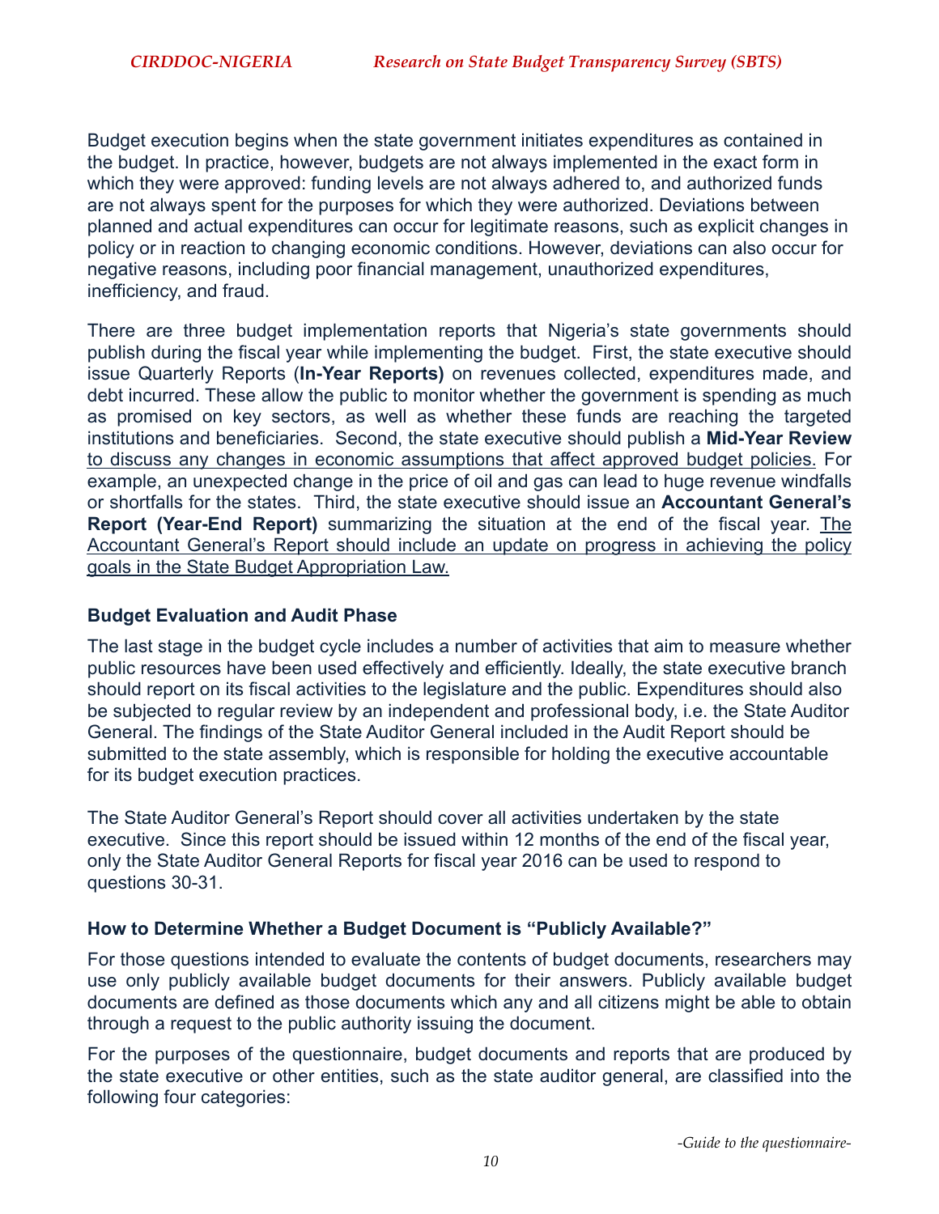Budget execution begins when the state government initiates expenditures as contained in the budget. In practice, however, budgets are not always implemented in the exact form in which they were approved: funding levels are not always adhered to, and authorized funds are not always spent for the purposes for which they were authorized. Deviations between planned and actual expenditures can occur for legitimate reasons, such as explicit changes in policy or in reaction to changing economic conditions. However, deviations can also occur for negative reasons, including poor financial management, unauthorized expenditures, inefficiency, and fraud.

There are three budget implementation reports that Nigeria's state governments should publish during the fiscal year while implementing the budget. First, the state executive should issue Quarterly Reports (**In-Year Reports)** on revenues collected, expenditures made, and debt incurred. These allow the public to monitor whether the government is spending as much as promised on key sectors, as well as whether these funds are reaching the targeted institutions and beneficiaries. Second, the state executive should publish a **Mid-Year Review** <u>to discuss any changes in economic assumptions that affect approved budget policies.</u> For example, an unexpected change in the price of oil and gas can lead to huge revenue windfalls or shortfalls for the states. Third, the state executive should issue an **Accountant General's Report (Year-End Report)** summarizing the situation at the end of the fiscal year. <u>The Accountant General's Report should include an update on progress in achieving the policy goals in the State Budget Appropriation Law.</u>

### Budget Evaluation and Audit Phase

The last stage in the budget cycle includes a number of activities that aim to measure whether public resources have been used effectively and efficiently. Ideally, the state executive branch should report on its fiscal activities to the legislature and the public. Expenditures should also be subjected to regular review by an independent and professional body, i.e. the State Auditor General. The findings of the State Auditor General included in the Audit Report should be submitted to the state assembly, which is responsible for holding the executive accountable for its budget execution practices.

The State Auditor General's Report should cover all activities undertaken by the state executive. Since this report should be issued within 12 months of the end of the fiscal year, only the State Auditor General Reports for fiscal year 2016 can be used to respond to questions 30-31.

### How to Determine Whether a Budget Document is "Publicly Available?"

For those questions intended to evaluate the contents of budget documents, researchers may use only publicly available budget documents for their answers. Publicly available budget documents are defined as those documents which any and all citizens might be able to obtain through a request to the public authority issuing the document.

For the purposes of the questionnaire, budget documents and reports that are produced by the state executive or other entities, such as the state auditor general, are classified into the following four categories: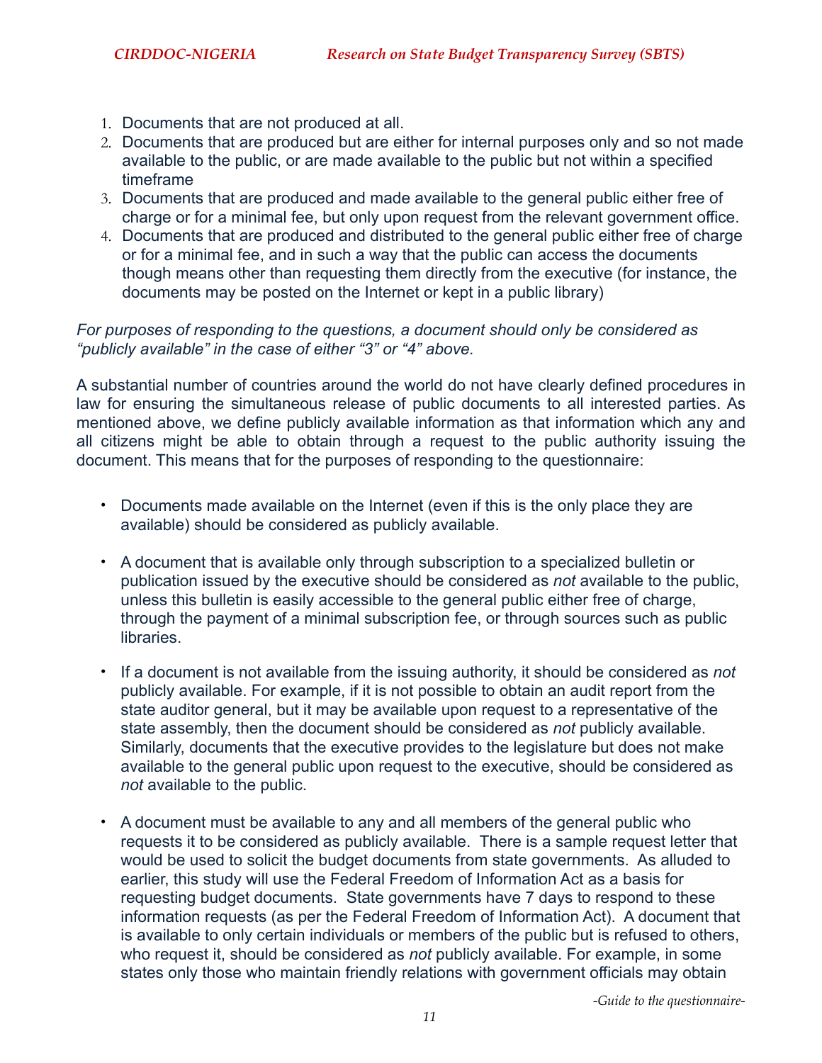1. Documents that are not produced at all.
2. Documents that are produced but are either for internal purposes only and so not made available to the public, or are made available to the public but not within a specified timeframe
3. Documents that are produced and made available to the general public either free of charge or for a minimal fee, but only upon request from the relevant government office.
4. Documents that are produced and distributed to the general public either free of charge or for a minimal fee, and in such a way that the public can access the documents though means other than requesting them directly from the executive (for instance, the documents may be posted on the Internet or kept in a public library)

*For purposes of responding to the questions, a document should only be considered as "publicly available" in the case of either "3" or "4" above.*

A substantial number of countries around the world do not have clearly defined procedures in law for ensuring the simultaneous release of public documents to all interested parties. As mentioned above, we define publicly available information as that information which any and all citizens might be able to obtain through a request to the public authority issuing the document. This means that for the purposes of responding to the questionnaire:

- Documents made available on the Internet (even if this is the only place they are available) should be considered as publicly available.

- A document that is available only through subscription to a specialized bulletin or publication issued by the executive should be considered as *not* available to the public, unless this bulletin is easily accessible to the general public either free of charge, through the payment of a minimal subscription fee, or through sources such as public libraries.

- If a document is not available from the issuing authority, it should be considered as *not* publicly available. For example, if it is not possible to obtain an audit report from the state auditor general, but it may be available upon request to a representative of the state assembly, then the document should be considered as *not* publicly available. Similarly, documents that the executive provides to the legislature but does not make available to the general public upon request to the executive, should be considered as *not* available to the public.

- A document must be available to any and all members of the general public who requests it to be considered as publicly available. There is a sample request letter that would be used to solicit the budget documents from state governments. As alluded to earlier, this study will use the Federal Freedom of Information Act as a basis for requesting budget documents. State governments have 7 days to respond to these information requests (as per the Federal Freedom of Information Act). A document that is available to only certain individuals or members of the public but is refused to others, who request it, should be considered as *not* publicly available. For example, in some states only those who maintain friendly relations with government officials may obtain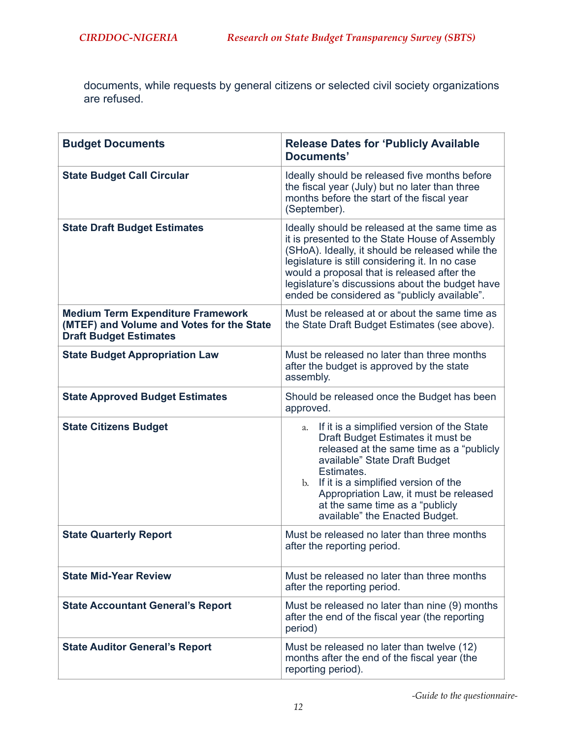documents, while requests by general citizens or selected civil society organizations are refused.

| Budget Documents | Release Dates for 'Publicly Available Documents' |
|---|---|
| **State Budget Call Circular** | Ideally should be released five months before the fiscal year (July) but no later than three months before the start of the fiscal year (September). |
| **State Draft Budget Estimates** | Ideally should be released at the same time as it is presented to the State House of Assembly (SHoA). Ideally, it should be released while the legislature is still considering it. In no case would a proposal that is released after the legislature's discussions about the budget have ended be considered as "publicly available". |
| **Medium Term Expenditure Framework (MTEF) and Volume and Votes for the State Draft Budget Estimates** | Must be released at or about the same time as the State Draft Budget Estimates (see above). |
| **State Budget Appropriation Law** | Must be released no later than three months after the budget is approved by the state assembly. |
| **State Approved Budget Estimates** | Should be released once the Budget has been approved. |
| **State Citizens Budget** | a. If it is a simplified version of the State Draft Budget Estimates it must be released at the same time as a "publicly available" State Draft Budget Estimates.<br>b. If it is a simplified version of the Appropriation Law, it must be released at the same time as a "publicly available" the Enacted Budget. |
| **State Quarterly Report** | Must be released no later than three months after the reporting period. |
| **State Mid-Year Review** | Must be released no later than three months after the reporting period. |
| **State Accountant General's Report** | Must be released no later than nine (9) months after the end of the fiscal year (the reporting period) |
| **State Auditor General's Report** | Must be released no later than twelve (12) months after the end of the fiscal year (the reporting period). |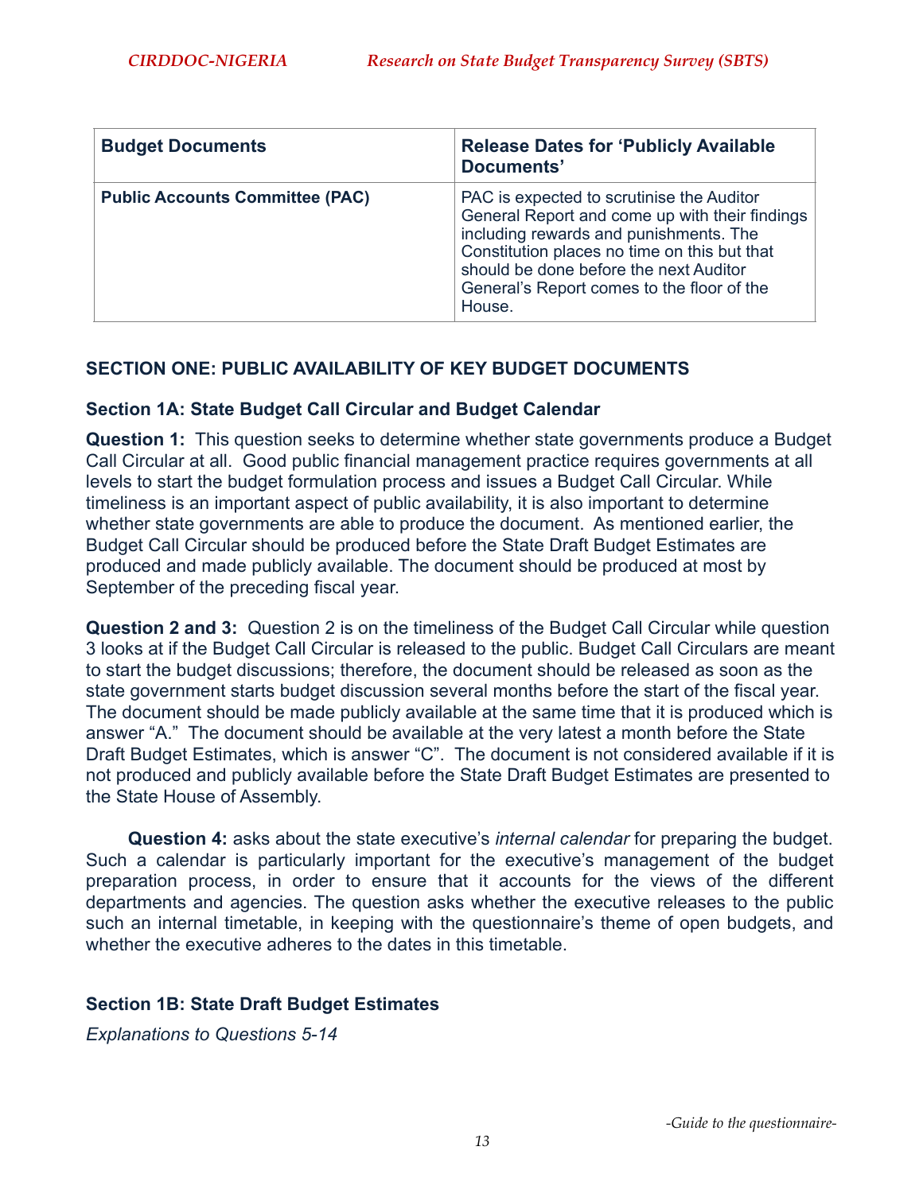| Budget Documents | Release Dates for 'Publicly Available Documents' |
|---|---|
| **Public Accounts Committee (PAC)** | PAC is expected to scrutinise the Auditor General Report and come up with their findings including rewards and punishments. The Constitution places no time on this but that should be done before the next Auditor General's Report comes to the floor of the House. |

## SECTION ONE: PUBLIC AVAILABILITY OF KEY BUDGET DOCUMENTS

### Section 1A: State Budget Call Circular and Budget Calendar

**Question 1:** This question seeks to determine whether state governments produce a Budget Call Circular at all. Good public financial management practice requires governments at all levels to start the budget formulation process and issues a Budget Call Circular. While timeliness is an important aspect of public availability, it is also important to determine whether state governments are able to produce the document. As mentioned earlier, the Budget Call Circular should be produced before the State Draft Budget Estimates are produced and made publicly available. The document should be produced at most by September of the preceding fiscal year.

**Question 2 and 3:** Question 2 is on the timeliness of the Budget Call Circular while question 3 looks at if the Budget Call Circular is released to the public. Budget Call Circulars are meant to start the budget discussions; therefore, the document should be released as soon as the state government starts budget discussion several months before the start of the fiscal year. The document should be made publicly available at the same time that it is produced which is answer "A." The document should be available at the very latest a month before the State Draft Budget Estimates, which is answer "C". The document is not considered available if it is not produced and publicly available before the State Draft Budget Estimates are presented to the State House of Assembly.

**Question 4:** asks about the state executive's *internal calendar* for preparing the budget. Such a calendar is particularly important for the executive's management of the budget preparation process, in order to ensure that it accounts for the views of the different departments and agencies. The question asks whether the executive releases to the public such an internal timetable, in keeping with the questionnaire's theme of open budgets, and whether the executive adheres to the dates in this timetable.

### Section 1B: State Draft Budget Estimates

*Explanations to Questions 5-14*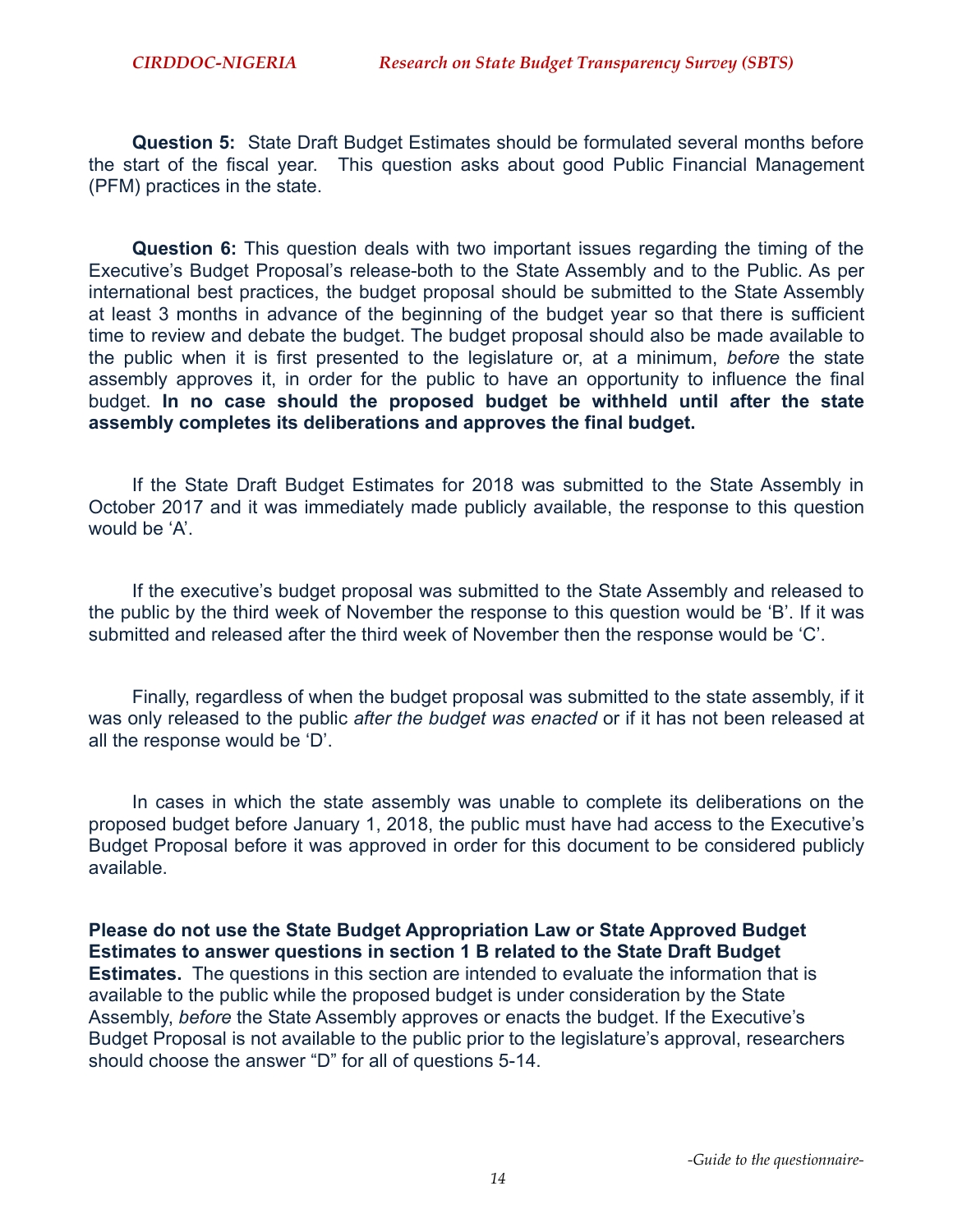**Question 5:** State Draft Budget Estimates should be formulated several months before the start of the fiscal year. This question asks about good Public Financial Management (PFM) practices in the state.

**Question 6:** This question deals with two important issues regarding the timing of the Executive's Budget Proposal's release-both to the State Assembly and to the Public. As per international best practices, the budget proposal should be submitted to the State Assembly at least 3 months in advance of the beginning of the budget year so that there is sufficient time to review and debate the budget. The budget proposal should also be made available to the public when it is first presented to the legislature or, at a minimum, *before* the state assembly approves it, in order for the public to have an opportunity to influence the final budget. **In no case should the proposed budget be withheld until after the state assembly completes its deliberations and approves the final budget.**

If the State Draft Budget Estimates for 2018 was submitted to the State Assembly in October 2017 and it was immediately made publicly available, the response to this question would be 'A'.

If the executive's budget proposal was submitted to the State Assembly and released to the public by the third week of November the response to this question would be 'B'. If it was submitted and released after the third week of November then the response would be 'C'.

Finally, regardless of when the budget proposal was submitted to the state assembly, if it was only released to the public *after the budget was enacted* or if it has not been released at all the response would be 'D'.

In cases in which the state assembly was unable to complete its deliberations on the proposed budget before January 1, 2018, the public must have had access to the Executive's Budget Proposal before it was approved in order for this document to be considered publicly available.

**Please do not use the State Budget Appropriation Law or State Approved Budget Estimates to answer questions in section 1 B related to the State Draft Budget Estimates.** The questions in this section are intended to evaluate the information that is available to the public while the proposed budget is under consideration by the State Assembly, *before* the State Assembly approves or enacts the budget. If the Executive's Budget Proposal is not available to the public prior to the legislature's approval, researchers should choose the answer "D" for all of questions 5-14.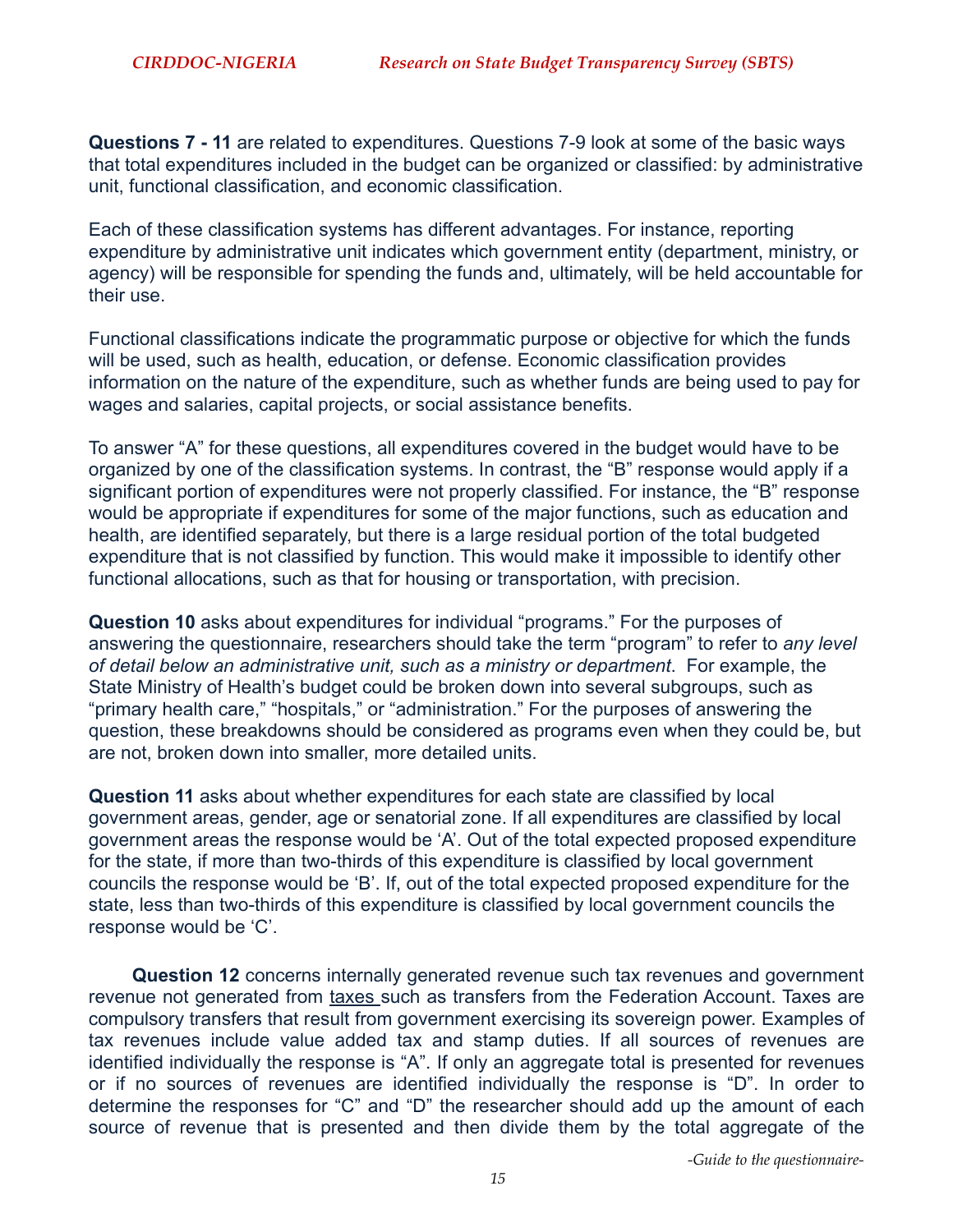**Questions 7 - 11** are related to expenditures. Questions 7-9 look at some of the basic ways that total expenditures included in the budget can be organized or classified: by administrative unit, functional classification, and economic classification.

Each of these classification systems has different advantages. For instance, reporting expenditure by administrative unit indicates which government entity (department, ministry, or agency) will be responsible for spending the funds and, ultimately, will be held accountable for their use.

Functional classifications indicate the programmatic purpose or objective for which the funds will be used, such as health, education, or defense. Economic classification provides information on the nature of the expenditure, such as whether funds are being used to pay for wages and salaries, capital projects, or social assistance benefits.

To answer "A" for these questions, all expenditures covered in the budget would have to be organized by one of the classification systems. In contrast, the "B" response would apply if a significant portion of expenditures were not properly classified. For instance, the "B" response would be appropriate if expenditures for some of the major functions, such as education and health, are identified separately, but there is a large residual portion of the total budgeted expenditure that is not classified by function. This would make it impossible to identify other functional allocations, such as that for housing or transportation, with precision.

**Question 10** asks about expenditures for individual "programs." For the purposes of answering the questionnaire, researchers should take the term "program" to refer to *any level of detail below an administrative unit, such as a ministry or department*. For example, the State Ministry of Health's budget could be broken down into several subgroups, such as "primary health care," "hospitals," or "administration." For the purposes of answering the question, these breakdowns should be considered as programs even when they could be, but are not, broken down into smaller, more detailed units.

**Question 11** asks about whether expenditures for each state are classified by local government areas, gender, age or senatorial zone. If all expenditures are classified by local government areas the response would be 'A'. Out of the total expected proposed expenditure for the state, if more than two-thirds of this expenditure is classified by local government councils the response would be 'B'. If, out of the total expected proposed expenditure for the state, less than two-thirds of this expenditure is classified by local government councils the response would be 'C'.

**Question 12** concerns internally generated revenue such tax revenues and government revenue not generated from taxes such as transfers from the Federation Account. Taxes are compulsory transfers that result from government exercising its sovereign power. Examples of tax revenues include value added tax and stamp duties. If all sources of revenues are identified individually the response is "A". If only an aggregate total is presented for revenues or if no sources of revenues are identified individually the response is "D". In order to determine the responses for "C" and "D" the researcher should add up the amount of each source of revenue that is presented and then divide them by the total aggregate of the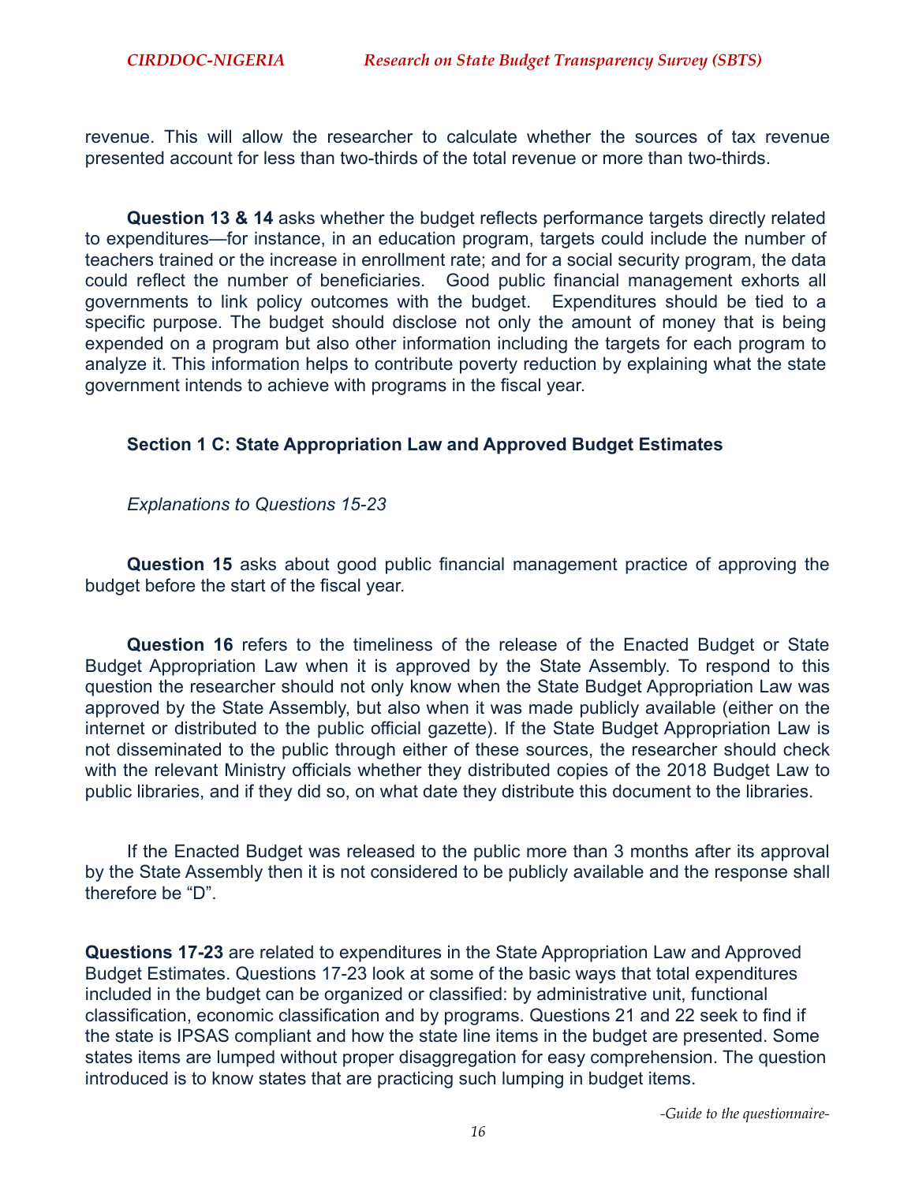revenue. This will allow the researcher to calculate whether the sources of tax revenue presented account for less than two-thirds of the total revenue or more than two-thirds.

**Question 13 & 14** asks whether the budget reflects performance targets directly related to expenditures—for instance, in an education program, targets could include the number of teachers trained or the increase in enrollment rate; and for a social security program, the data could reflect the number of beneficiaries. Good public financial management exhorts all governments to link policy outcomes with the budget. Expenditures should be tied to a specific purpose. The budget should disclose not only the amount of money that is being expended on a program but also other information including the targets for each program to analyze it. This information helps to contribute poverty reduction by explaining what the state government intends to achieve with programs in the fiscal year.

### Section 1 C: State Appropriation Law and Approved Budget Estimates

*Explanations to Questions 15-23*

**Question 15** asks about good public financial management practice of approving the budget before the start of the fiscal year.

**Question 16** refers to the timeliness of the release of the Enacted Budget or State Budget Appropriation Law when it is approved by the State Assembly. To respond to this question the researcher should not only know when the State Budget Appropriation Law was approved by the State Assembly, but also when it was made publicly available (either on the internet or distributed to the public official gazette). If the State Budget Appropriation Law is not disseminated to the public through either of these sources, the researcher should check with the relevant Ministry officials whether they distributed copies of the 2018 Budget Law to public libraries, and if they did so, on what date they distribute this document to the libraries.

If the Enacted Budget was released to the public more than 3 months after its approval by the State Assembly then it is not considered to be publicly available and the response shall therefore be "D".

**Questions 17-23** are related to expenditures in the State Appropriation Law and Approved Budget Estimates. Questions 17-23 look at some of the basic ways that total expenditures included in the budget can be organized or classified: by administrative unit, functional classification, economic classification and by programs. Questions 21 and 22 seek to find if the state is IPSAS compliant and how the state line items in the budget are presented. Some states items are lumped without proper disaggregation for easy comprehension. The question introduced is to know states that are practicing such lumping in budget items.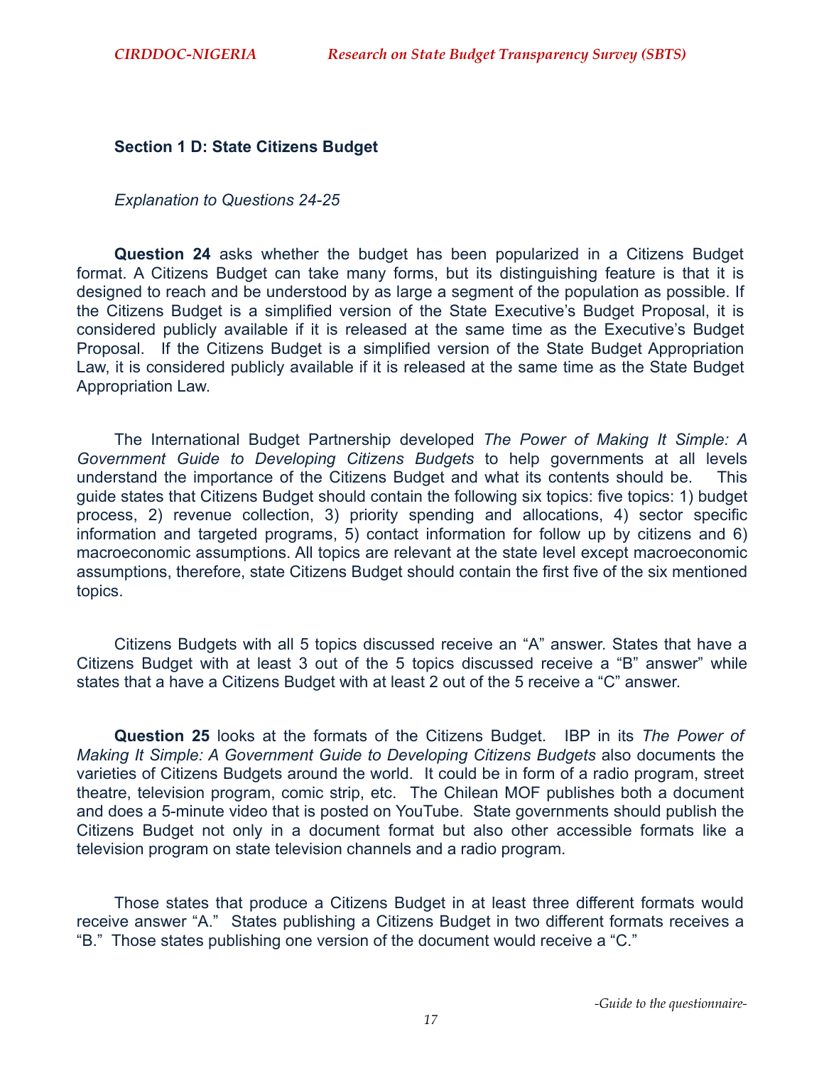### Section 1 D: State Citizens Budget

*Explanation to Questions 24-25*

**Question 24** asks whether the budget has been popularized in a Citizens Budget format. A Citizens Budget can take many forms, but its distinguishing feature is that it is designed to reach and be understood by as large a segment of the population as possible. If the Citizens Budget is a simplified version of the State Executive's Budget Proposal, it is considered publicly available if it is released at the same time as the Executive's Budget Proposal. If the Citizens Budget is a simplified version of the State Budget Appropriation Law, it is considered publicly available if it is released at the same time as the State Budget Appropriation Law.

The International Budget Partnership developed *The Power of Making It Simple: A Government Guide to Developing Citizens Budgets* to help governments at all levels understand the importance of the Citizens Budget and what its contents should be. This guide states that Citizens Budget should contain the following six topics: five topics: 1) budget process, 2) revenue collection, 3) priority spending and allocations, 4) sector specific information and targeted programs, 5) contact information for follow up by citizens and 6) macroeconomic assumptions. All topics are relevant at the state level except macroeconomic assumptions, therefore, state Citizens Budget should contain the first five of the six mentioned topics.

Citizens Budgets with all 5 topics discussed receive an "A" answer. States that have a Citizens Budget with at least 3 out of the 5 topics discussed receive a "B" answer" while states that a have a Citizens Budget with at least 2 out of the 5 receive a "C" answer.

**Question 25** looks at the formats of the Citizens Budget. IBP in its *The Power of Making It Simple: A Government Guide to Developing Citizens Budgets* also documents the varieties of Citizens Budgets around the world. It could be in form of a radio program, street theatre, television program, comic strip, etc. The Chilean MOF publishes both a document and does a 5-minute video that is posted on YouTube. State governments should publish the Citizens Budget not only in a document format but also other accessible formats like a television program on state television channels and a radio program.

Those states that produce a Citizens Budget in at least three different formats would receive answer "A." States publishing a Citizens Budget in two different formats receives a "B." Those states publishing one version of the document would receive a "C."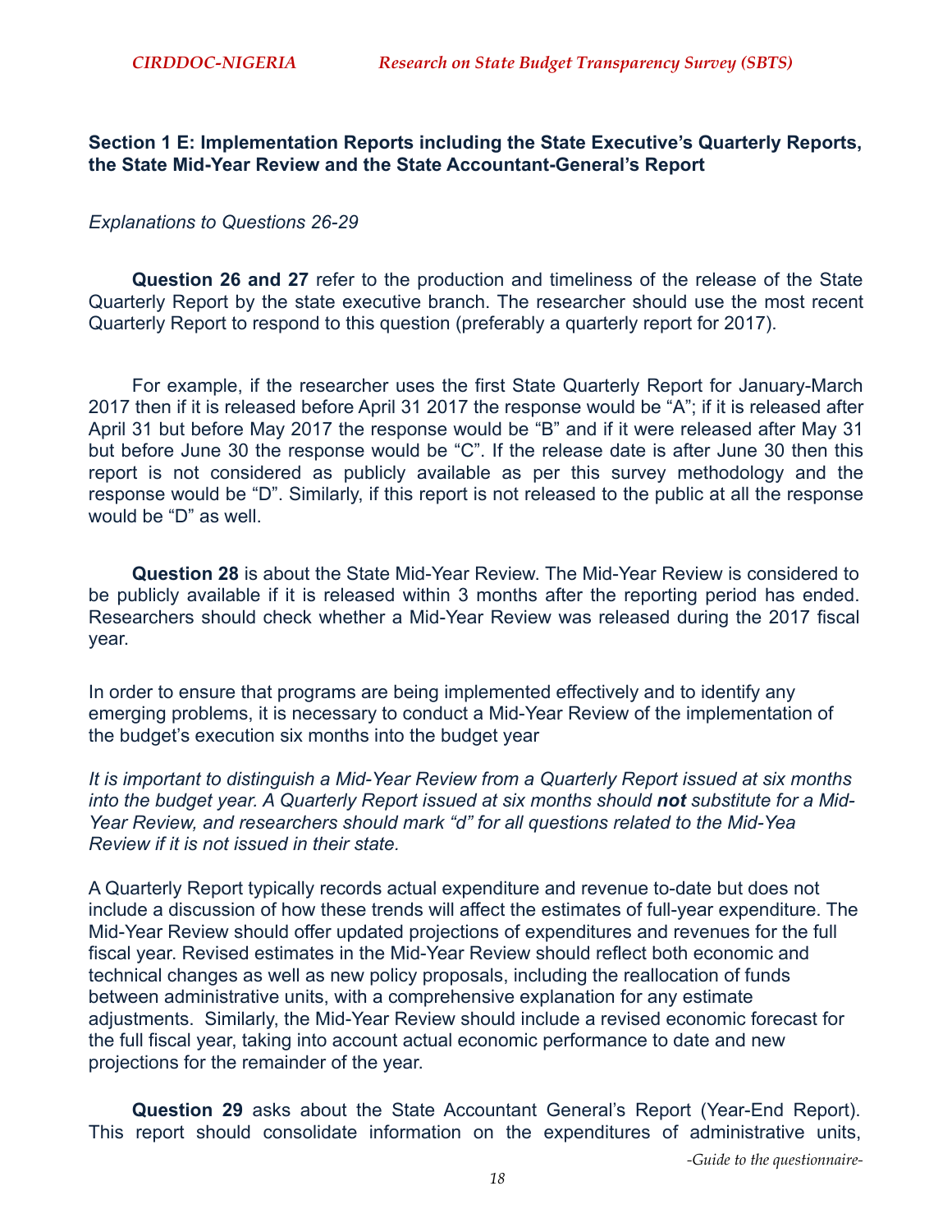**Section 1 E: Implementation Reports including the State Executive's Quarterly Reports, the State Mid-Year Review and the State Accountant-General's Report**

*Explanations to Questions 26-29*

**Question 26 and 27** refer to the production and timeliness of the release of the State Quarterly Report by the state executive branch. The researcher should use the most recent Quarterly Report to respond to this question (preferably a quarterly report for 2017).

For example, if the researcher uses the first State Quarterly Report for January-March 2017 then if it is released before April 31 2017 the response would be "A"; if it is released after April 31 but before May 2017 the response would be "B" and if it were released after May 31 but before June 30 the response would be "C". If the release date is after June 30 then this report is not considered as publicly available as per this survey methodology and the response would be "D". Similarly, if this report is not released to the public at all the response would be "D" as well.

**Question 28** is about the State Mid-Year Review. The Mid-Year Review is considered to be publicly available if it is released within 3 months after the reporting period has ended. Researchers should check whether a Mid-Year Review was released during the 2017 fiscal year.

In order to ensure that programs are being implemented effectively and to identify any emerging problems, it is necessary to conduct a Mid-Year Review of the implementation of the budget's execution six months into the budget year

*It is important to distinguish a Mid-Year Review from a Quarterly Report issued at six months into the budget year. A Quarterly Report issued at six months should **not** substitute for a Mid-Year Review, and researchers should mark "d" for all questions related to the Mid-Yea Review if it is not issued in their state.*

A Quarterly Report typically records actual expenditure and revenue to-date but does not include a discussion of how these trends will affect the estimates of full-year expenditure. The Mid-Year Review should offer updated projections of expenditures and revenues for the full fiscal year. Revised estimates in the Mid-Year Review should reflect both economic and technical changes as well as new policy proposals, including the reallocation of funds between administrative units, with a comprehensive explanation for any estimate adjustments. Similarly, the Mid-Year Review should include a revised economic forecast for the full fiscal year, taking into account actual economic performance to date and new projections for the remainder of the year.

**Question 29** asks about the State Accountant General's Report (Year-End Report). This report should consolidate information on the expenditures of administrative units,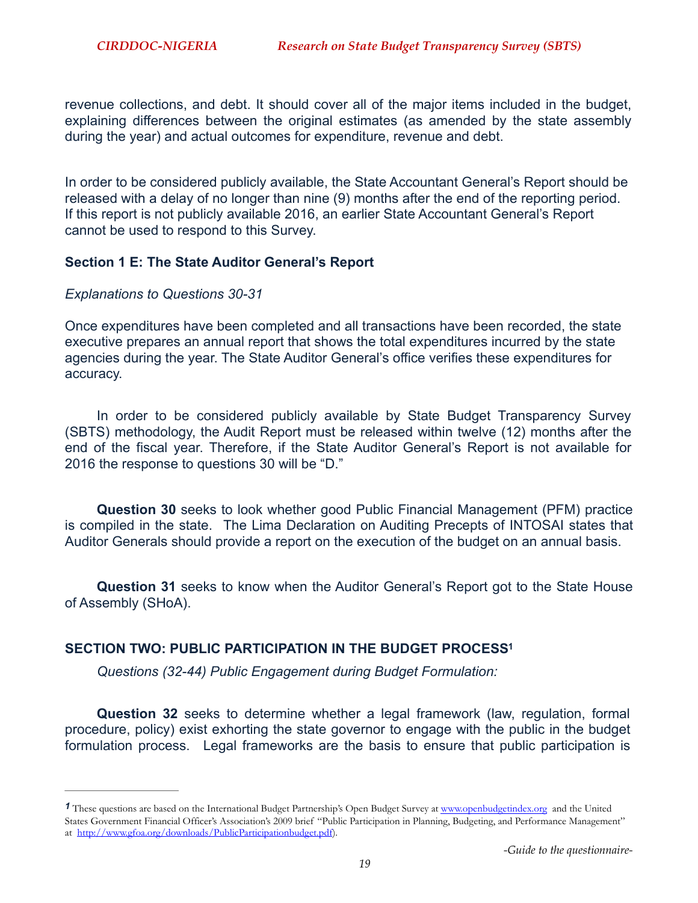revenue collections, and debt. It should cover all of the major items included in the budget, explaining differences between the original estimates (as amended by the state assembly during the year) and actual outcomes for expenditure, revenue and debt.

In order to be considered publicly available, the State Accountant General's Report should be released with a delay of no longer than nine (9) months after the end of the reporting period. If this report is not publicly available 2016, an earlier State Accountant General's Report cannot be used to respond to this Survey.

### Section 1 E: The State Auditor General's Report

*Explanations to Questions 30-31*

Once expenditures have been completed and all transactions have been recorded, the state executive prepares an annual report that shows the total expenditures incurred by the state agencies during the year. The State Auditor General's office verifies these expenditures for accuracy.

In order to be considered publicly available by State Budget Transparency Survey (SBTS) methodology, the Audit Report must be released within twelve (12) months after the end of the fiscal year. Therefore, if the State Auditor General's Report is not available for 2016 the response to questions 30 will be "D."

**Question 30** seeks to look whether good Public Financial Management (PFM) practice is compiled in the state. The Lima Declaration on Auditing Precepts of INTOSAI states that Auditor Generals should provide a report on the execution of the budget on an annual basis.

**Question 31** seeks to know when the Auditor General's Report got to the State House of Assembly (SHoA).

## SECTION TWO: PUBLIC PARTICIPATION IN THE BUDGET PROCESS[1]

*Questions (32-44) Public Engagement during Budget Formulation:*

**Question 32** seeks to determine whether a legal framework (law, regulation, formal procedure, policy) exist exhorting the state governor to engage with the public in the budget formulation process. Legal frameworks are the basis to ensure that public participation is

---

[1] These questions are based on the International Budget Partnership's Open Budget Survey at www.openbudgetindex.org and the United States Government Financial Officer's Association's 2009 brief "Public Participation in Planning, Budgeting, and Performance Management" at http://www.gfoa.org/downloads/PublicParticipationbudget.pdf).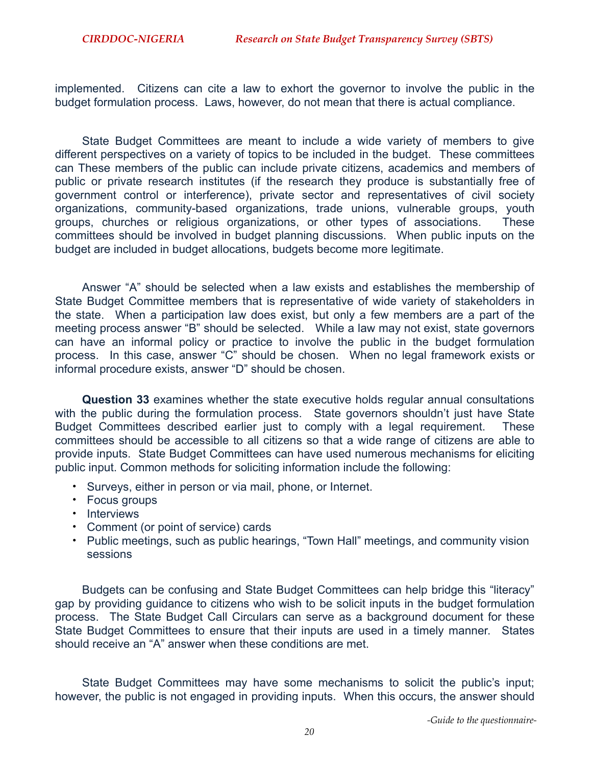implemented. Citizens can cite a law to exhort the governor to involve the public in the budget formulation process. Laws, however, do not mean that there is actual compliance.

State Budget Committees are meant to include a wide variety of members to give different perspectives on a variety of topics to be included in the budget. These committees can These members of the public can include private citizens, academics and members of public or private research institutes (if the research they produce is substantially free of government control or interference), private sector and representatives of civil society organizations, community-based organizations, trade unions, vulnerable groups, youth groups, churches or religious organizations, or other types of associations. These committees should be involved in budget planning discussions. When public inputs on the budget are included in budget allocations, budgets become more legitimate.

Answer “A” should be selected when a law exists and establishes the membership of State Budget Committee members that is representative of wide variety of stakeholders in the state. When a participation law does exist, but only a few members are a part of the meeting process answer “B” should be selected. While a law may not exist, state governors can have an informal policy or practice to involve the public in the budget formulation process. In this case, answer “C” should be chosen. When no legal framework exists or informal procedure exists, answer “D” should be chosen.

**Question 33** examines whether the state executive holds regular annual consultations with the public during the formulation process. State governors shouldn’t just have State Budget Committees described earlier just to comply with a legal requirement. These committees should be accessible to all citizens so that a wide range of citizens are able to provide inputs. State Budget Committees can have used numerous mechanisms for eliciting public input. Common methods for soliciting information include the following:

- Surveys, either in person or via mail, phone, or Internet.
- Focus groups
- Interviews
- Comment (or point of service) cards
- Public meetings, such as public hearings, “Town Hall” meetings, and community vision sessions

Budgets can be confusing and State Budget Committees can help bridge this “literacy” gap by providing guidance to citizens who wish to be solicit inputs in the budget formulation process. The State Budget Call Circulars can serve as a background document for these State Budget Committees to ensure that their inputs are used in a timely manner. States should receive an “A” answer when these conditions are met.

State Budget Committees may have some mechanisms to solicit the public’s input; however, the public is not engaged in providing inputs. When this occurs, the answer should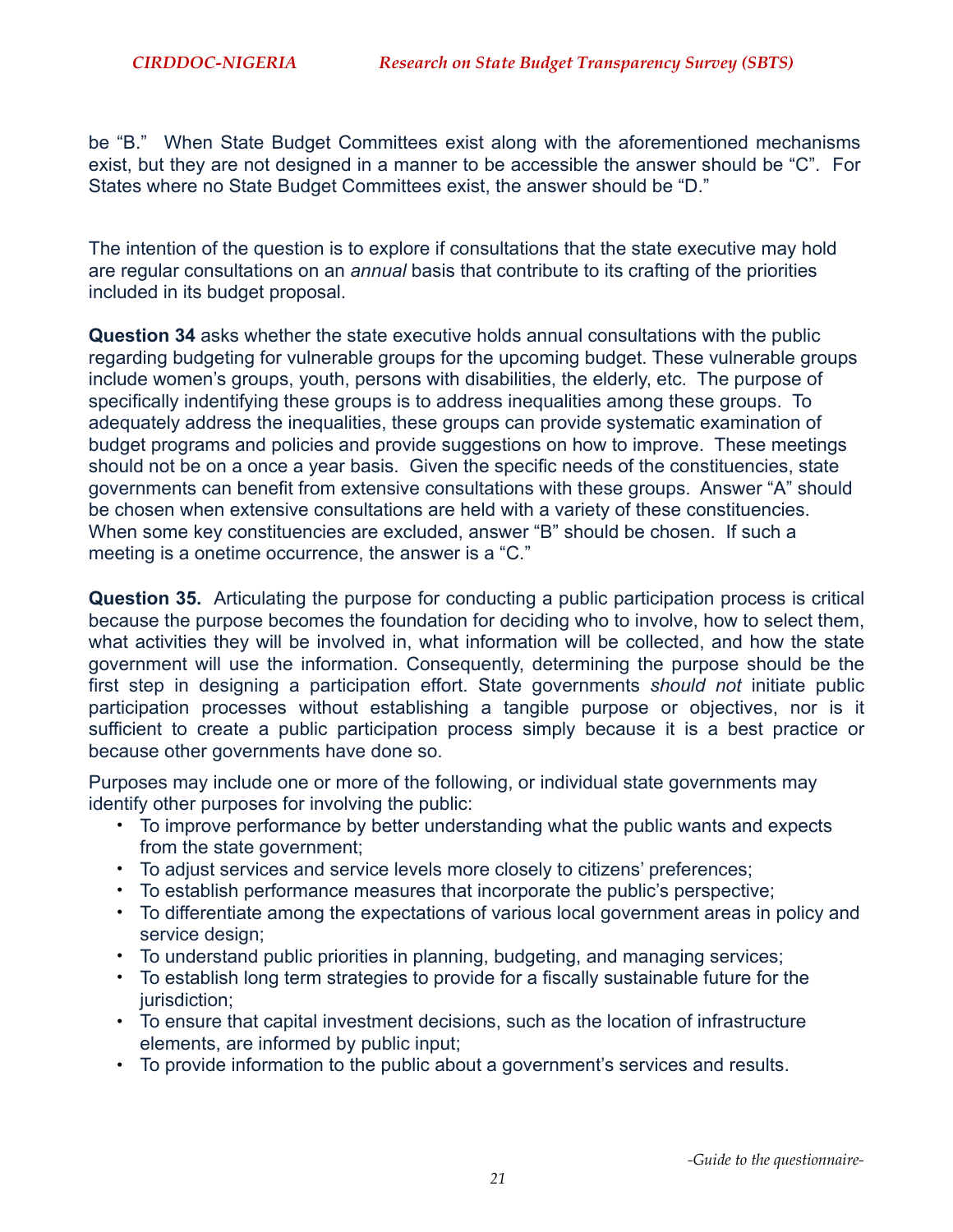be "B." When State Budget Committees exist along with the aforementioned mechanisms exist, but they are not designed in a manner to be accessible the answer should be "C". For States where no State Budget Committees exist, the answer should be "D."

The intention of the question is to explore if consultations that the state executive may hold are regular consultations on an *annual* basis that contribute to its crafting of the priorities included in its budget proposal.

**Question 34** asks whether the state executive holds annual consultations with the public regarding budgeting for vulnerable groups for the upcoming budget. These vulnerable groups include women's groups, youth, persons with disabilities, the elderly, etc. The purpose of specifically indentifying these groups is to address inequalities among these groups. To adequately address the inequalities, these groups can provide systematic examination of budget programs and policies and provide suggestions on how to improve. These meetings should not be on a once a year basis. Given the specific needs of the constituencies, state governments can benefit from extensive consultations with these groups. Answer "A" should be chosen when extensive consultations are held with a variety of these constituencies. When some key constituencies are excluded, answer "B" should be chosen. If such a meeting is a onetime occurrence, the answer is a "C."

**Question 35.** Articulating the purpose for conducting a public participation process is critical because the purpose becomes the foundation for deciding who to involve, how to select them, what activities they will be involved in, what information will be collected, and how the state government will use the information. Consequently, determining the purpose should be the first step in designing a participation effort. State governments *should not* initiate public participation processes without establishing a tangible purpose or objectives, nor is it sufficient to create a public participation process simply because it is a best practice or because other governments have done so.

Purposes may include one or more of the following, or individual state governments may identify other purposes for involving the public:

- To improve performance by better understanding what the public wants and expects from the state government;
- To adjust services and service levels more closely to citizens' preferences;
- To establish performance measures that incorporate the public's perspective;
- To differentiate among the expectations of various local government areas in policy and service design;
- To understand public priorities in planning, budgeting, and managing services;
- To establish long term strategies to provide for a fiscally sustainable future for the jurisdiction;
- To ensure that capital investment decisions, such as the location of infrastructure elements, are informed by public input;
- To provide information to the public about a government's services and results.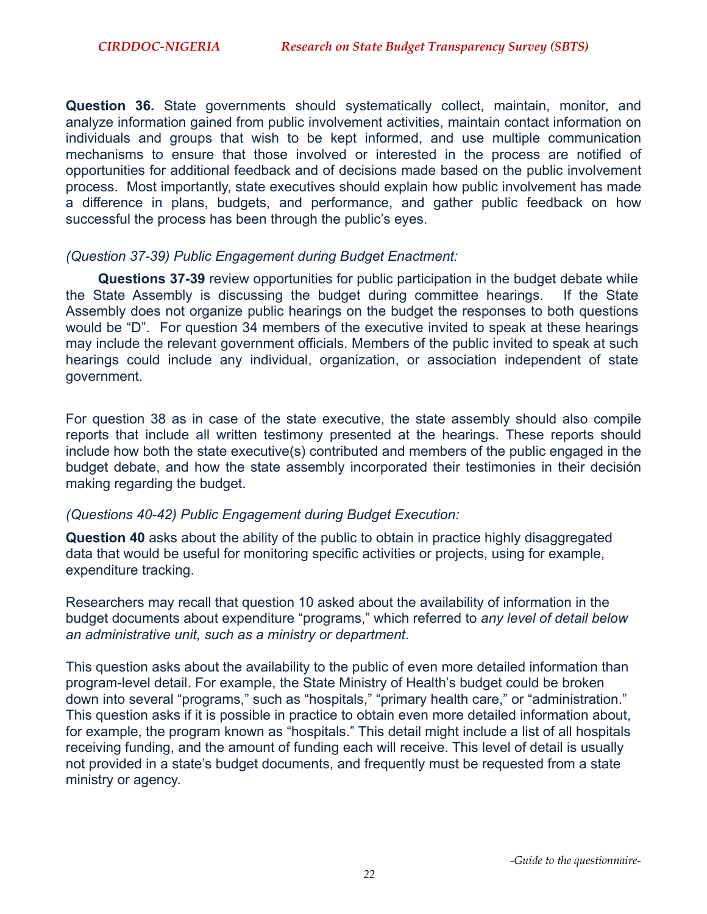**Question 36.** State governments should systematically collect, maintain, monitor, and analyze information gained from public involvement activities, maintain contact information on individuals and groups that wish to be kept informed, and use multiple communication mechanisms to ensure that those involved or interested in the process are notified of opportunities for additional feedback and of decisions made based on the public involvement process. Most importantly, state executives should explain how public involvement has made a difference in plans, budgets, and performance, and gather public feedback on how successful the process has been through the public's eyes.

*(Question 37-39) Public Engagement during Budget Enactment:*

**Questions 37-39** review opportunities for public participation in the budget debate while the State Assembly is discussing the budget during committee hearings. If the State Assembly does not organize public hearings on the budget the responses to both questions would be "D". For question 34 members of the executive invited to speak at these hearings may include the relevant government officials. Members of the public invited to speak at such hearings could include any individual, organization, or association independent of state government.

For question 38 as in case of the state executive, the state assembly should also compile reports that include all written testimony presented at the hearings. These reports should include how both the state executive(s) contributed and members of the public engaged in the budget debate, and how the state assembly incorporated their testimonies in their decisión making regarding the budget.

*(Questions 40-42) Public Engagement during Budget Execution:*

**Question 40** asks about the ability of the public to obtain in practice highly disaggregated data that would be useful for monitoring specific activities or projects, using for example, expenditure tracking.

Researchers may recall that question 10 asked about the availability of information in the budget documents about expenditure "programs," which referred to *any level of detail below an administrative unit, such as a ministry or department*.

This question asks about the availability to the public of even more detailed information than program-level detail. For example, the State Ministry of Health's budget could be broken down into several "programs," such as "hospitals," "primary health care," or "administration." This question asks if it is possible in practice to obtain even more detailed information about, for example, the program known as "hospitals." This detail might include a list of all hospitals receiving funding, and the amount of funding each will receive. This level of detail is usually not provided in a state's budget documents, and frequently must be requested from a state ministry or agency.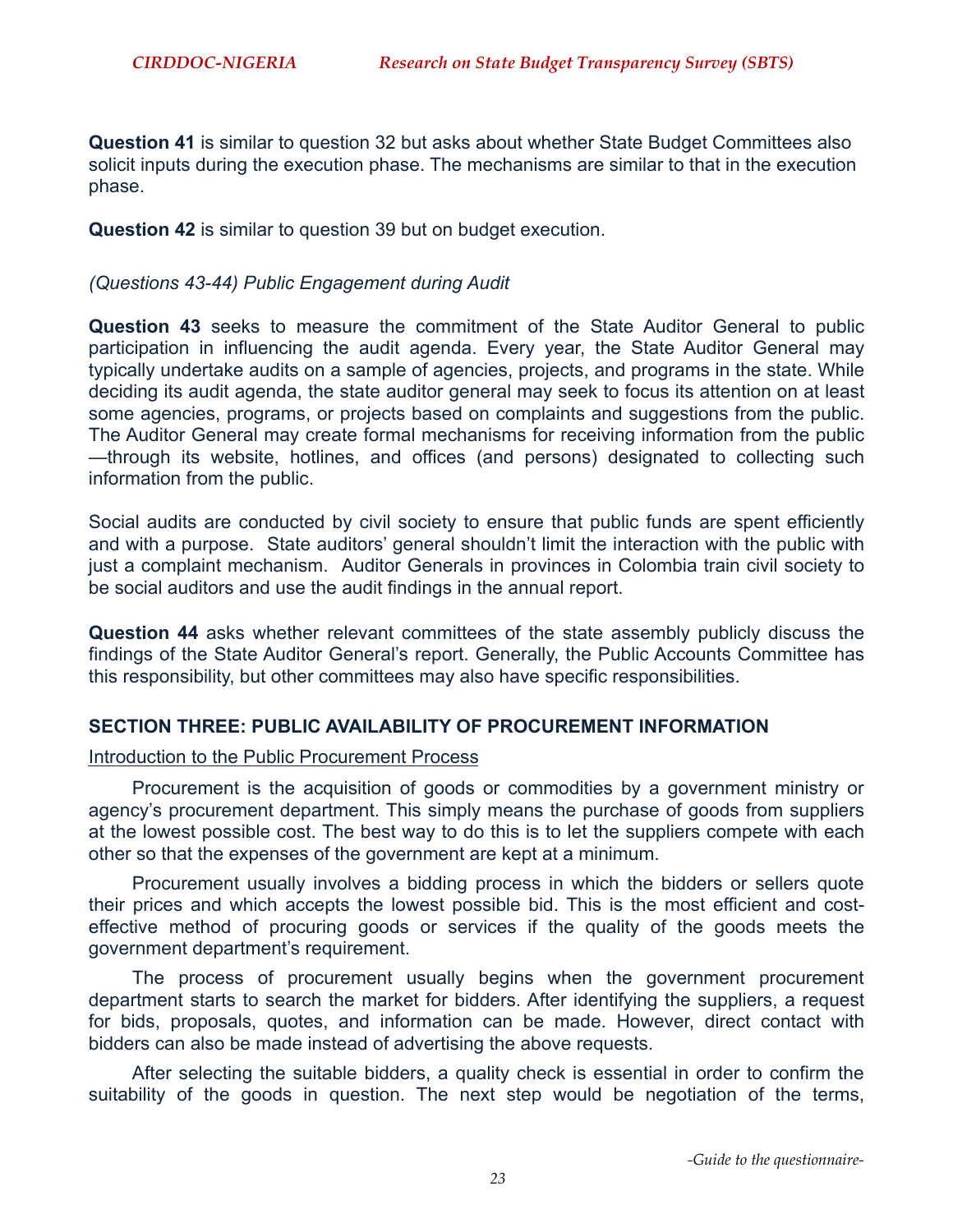**Question 41** is similar to question 32 but asks about whether State Budget Committees also solicit inputs during the execution phase. The mechanisms are similar to that in the execution phase.

**Question 42** is similar to question 39 but on budget execution.

*(Questions 43-44) Public Engagement during Audit*

**Question 43** seeks to measure the commitment of the State Auditor General to public participation in influencing the audit agenda. Every year, the State Auditor General may typically undertake audits on a sample of agencies, projects, and programs in the state. While deciding its audit agenda, the state auditor general may seek to focus its attention on at least some agencies, programs, or projects based on complaints and suggestions from the public. The Auditor General may create formal mechanisms for receiving information from the public —through its website, hotlines, and offices (and persons) designated to collecting such information from the public.

Social audits are conducted by civil society to ensure that public funds are spent efficiently and with a purpose. State auditors' general shouldn't limit the interaction with the public with just a complaint mechanism. Auditor Generals in provinces in Colombia train civil society to be social auditors and use the audit findings in the annual report.

**Question 44** asks whether relevant committees of the state assembly publicly discuss the findings of the State Auditor General's report. Generally, the Public Accounts Committee has this responsibility, but other committees may also have specific responsibilities.

## SECTION THREE: PUBLIC AVAILABILITY OF PROCUREMENT INFORMATION

Introduction to the Public Procurement Process

Procurement is the acquisition of goods or commodities by a government ministry or agency's procurement department. This simply means the purchase of goods from suppliers at the lowest possible cost. The best way to do this is to let the suppliers compete with each other so that the expenses of the government are kept at a minimum.

Procurement usually involves a bidding process in which the bidders or sellers quote their prices and which accepts the lowest possible bid. This is the most efficient and cost-effective method of procuring goods or services if the quality of the goods meets the government department's requirement.

The process of procurement usually begins when the government procurement department starts to search the market for bidders. After identifying the suppliers, a request for bids, proposals, quotes, and information can be made. However, direct contact with bidders can also be made instead of advertising the above requests.

After selecting the suitable bidders, a quality check is essential in order to confirm the suitability of the goods in question. The next step would be negotiation of the terms,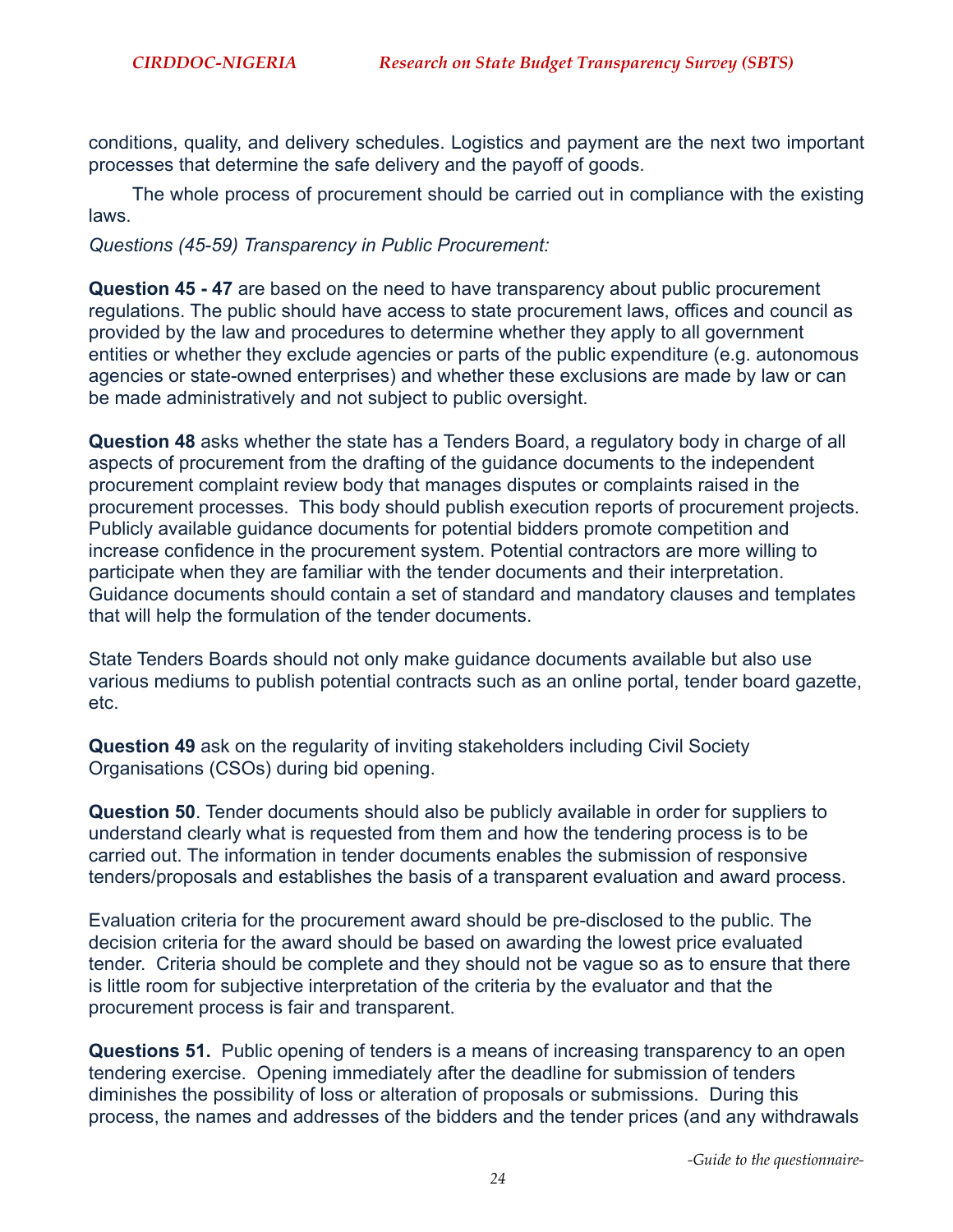conditions, quality, and delivery schedules. Logistics and payment are the next two important processes that determine the safe delivery and the payoff of goods.

The whole process of procurement should be carried out in compliance with the existing laws.

*Questions (45-59) Transparency in Public Procurement:*

**Question 45 - 47** are based on the need to have transparency about public procurement regulations. The public should have access to state procurement laws, offices and council as provided by the law and procedures to determine whether they apply to all government entities or whether they exclude agencies or parts of the public expenditure (e.g. autonomous agencies or state-owned enterprises) and whether these exclusions are made by law or can be made administratively and not subject to public oversight.

**Question 48** asks whether the state has a Tenders Board, a regulatory body in charge of all aspects of procurement from the drafting of the guidance documents to the independent procurement complaint review body that manages disputes or complaints raised in the procurement processes. This body should publish execution reports of procurement projects. Publicly available guidance documents for potential bidders promote competition and increase confidence in the procurement system. Potential contractors are more willing to participate when they are familiar with the tender documents and their interpretation. Guidance documents should contain a set of standard and mandatory clauses and templates that will help the formulation of the tender documents.

State Tenders Boards should not only make guidance documents available but also use various mediums to publish potential contracts such as an online portal, tender board gazette, etc.

**Question 49** ask on the regularity of inviting stakeholders including Civil Society Organisations (CSOs) during bid opening.

**Question 50**. Tender documents should also be publicly available in order for suppliers to understand clearly what is requested from them and how the tendering process is to be carried out. The information in tender documents enables the submission of responsive tenders/proposals and establishes the basis of a transparent evaluation and award process.

Evaluation criteria for the procurement award should be pre-disclosed to the public. The decision criteria for the award should be based on awarding the lowest price evaluated tender. Criteria should be complete and they should not be vague so as to ensure that there is little room for subjective interpretation of the criteria by the evaluator and that the procurement process is fair and transparent.

**Questions 51.** Public opening of tenders is a means of increasing transparency to an open tendering exercise. Opening immediately after the deadline for submission of tenders diminishes the possibility of loss or alteration of proposals or submissions. During this process, the names and addresses of the bidders and the tender prices (and any withdrawals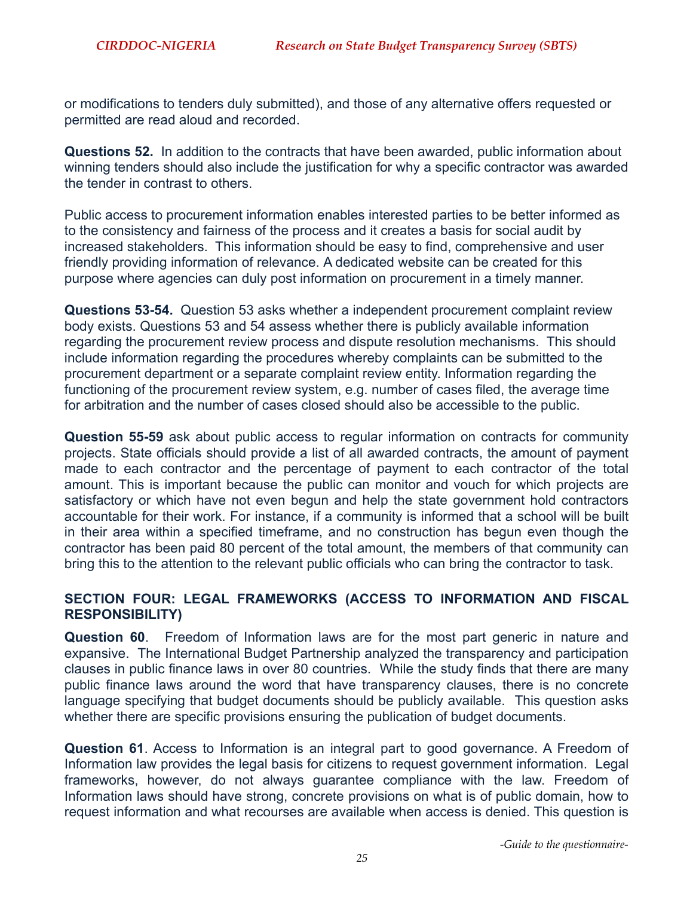or modifications to tenders duly submitted), and those of any alternative offers requested or permitted are read aloud and recorded.

**Questions 52.** In addition to the contracts that have been awarded, public information about winning tenders should also include the justification for why a specific contractor was awarded the tender in contrast to others.

Public access to procurement information enables interested parties to be better informed as to the consistency and fairness of the process and it creates a basis for social audit by increased stakeholders. This information should be easy to find, comprehensive and user friendly providing information of relevance. A dedicated website can be created for this purpose where agencies can duly post information on procurement in a timely manner.

**Questions 53-54.** Question 53 asks whether a independent procurement complaint review body exists. Questions 53 and 54 assess whether there is publicly available information regarding the procurement review process and dispute resolution mechanisms. This should include information regarding the procedures whereby complaints can be submitted to the procurement department or a separate complaint review entity. Information regarding the functioning of the procurement review system, e.g. number of cases filed, the average time for arbitration and the number of cases closed should also be accessible to the public.

**Question 55-59** ask about public access to regular information on contracts for community projects. State officials should provide a list of all awarded contracts, the amount of payment made to each contractor and the percentage of payment to each contractor of the total amount. This is important because the public can monitor and vouch for which projects are satisfactory or which have not even begun and help the state government hold contractors accountable for their work. For instance, if a community is informed that a school will be built in their area within a specified timeframe, and no construction has begun even though the contractor has been paid 80 percent of the total amount, the members of that community can bring this to the attention to the relevant public officials who can bring the contractor to task.

## SECTION FOUR: LEGAL FRAMEWORKS (ACCESS TO INFORMATION AND FISCAL RESPONSIBILITY)

**Question 60**. Freedom of Information laws are for the most part generic in nature and expansive. The International Budget Partnership analyzed the transparency and participation clauses in public finance laws in over 80 countries. While the study finds that there are many public finance laws around the word that have transparency clauses, there is no concrete language specifying that budget documents should be publicly available. This question asks whether there are specific provisions ensuring the publication of budget documents.

**Question 61**. Access to Information is an integral part to good governance. A Freedom of Information law provides the legal basis for citizens to request government information. Legal frameworks, however, do not always guarantee compliance with the law. Freedom of Information laws should have strong, concrete provisions on what is of public domain, how to request information and what recourses are available when access is denied. This question is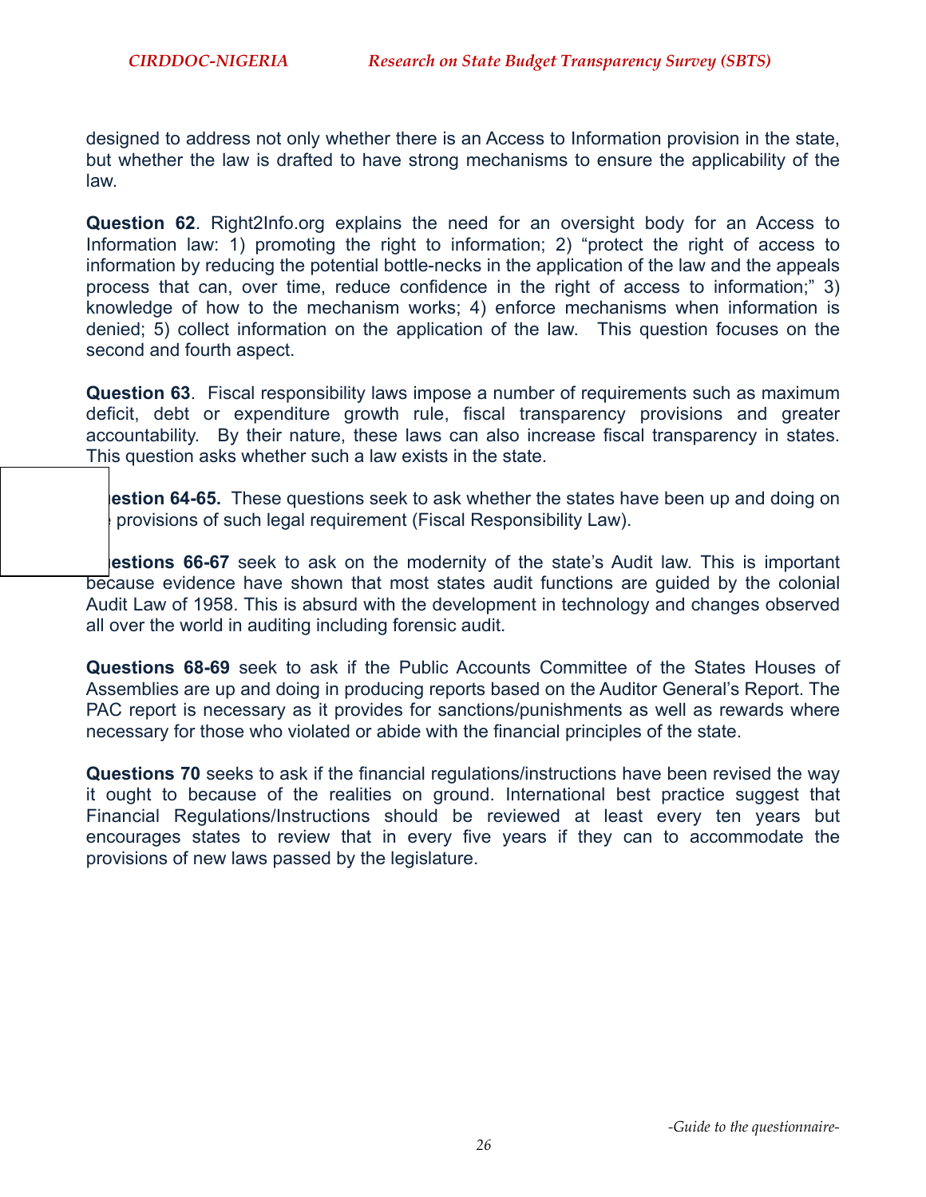designed to address not only whether there is an Access to Information provision in the state, but whether the law is drafted to have strong mechanisms to ensure the applicability of the law.

**Question 62**. Right2Info.org explains the need for an oversight body for an Access to Information law: 1) promoting the right to information; 2) "protect the right of access to information by reducing the potential bottle-necks in the application of the law and the appeals process that can, over time, reduce confidence in the right of access to information;" 3) knowledge of how to the mechanism works; 4) enforce mechanisms when information is denied; 5) collect information on the application of the law. This question focuses on the second and fourth aspect.

**Question 63**. Fiscal responsibility laws impose a number of requirements such as maximum deficit, debt or expenditure growth rule, fiscal transparency provisions and greater accountability. By their nature, these laws can also increase fiscal transparency in states. This question asks whether such a law exists in the state.

**Question 64-65.** These questions seek to ask whether the states have been up and doing on the provisions of such legal requirement (Fiscal Responsibility Law).

**Questions 66-67** seek to ask on the modernity of the state's Audit law. This is important because evidence have shown that most states audit functions are guided by the colonial Audit Law of 1958. This is absurd with the development in technology and changes observed all over the world in auditing including forensic audit.

**Questions 68-69** seek to ask if the Public Accounts Committee of the States Houses of Assemblies are up and doing in producing reports based on the Auditor General's Report. The PAC report is necessary as it provides for sanctions/punishments as well as rewards where necessary for those who violated or abide with the financial principles of the state.

**Questions 70** seeks to ask if the financial regulations/instructions have been revised the way it ought to because of the realities on ground. International best practice suggest that Financial Regulations/Instructions should be reviewed at least every ten years but encourages states to review that in every five years if they can to accommodate the provisions of new laws passed by the legislature.